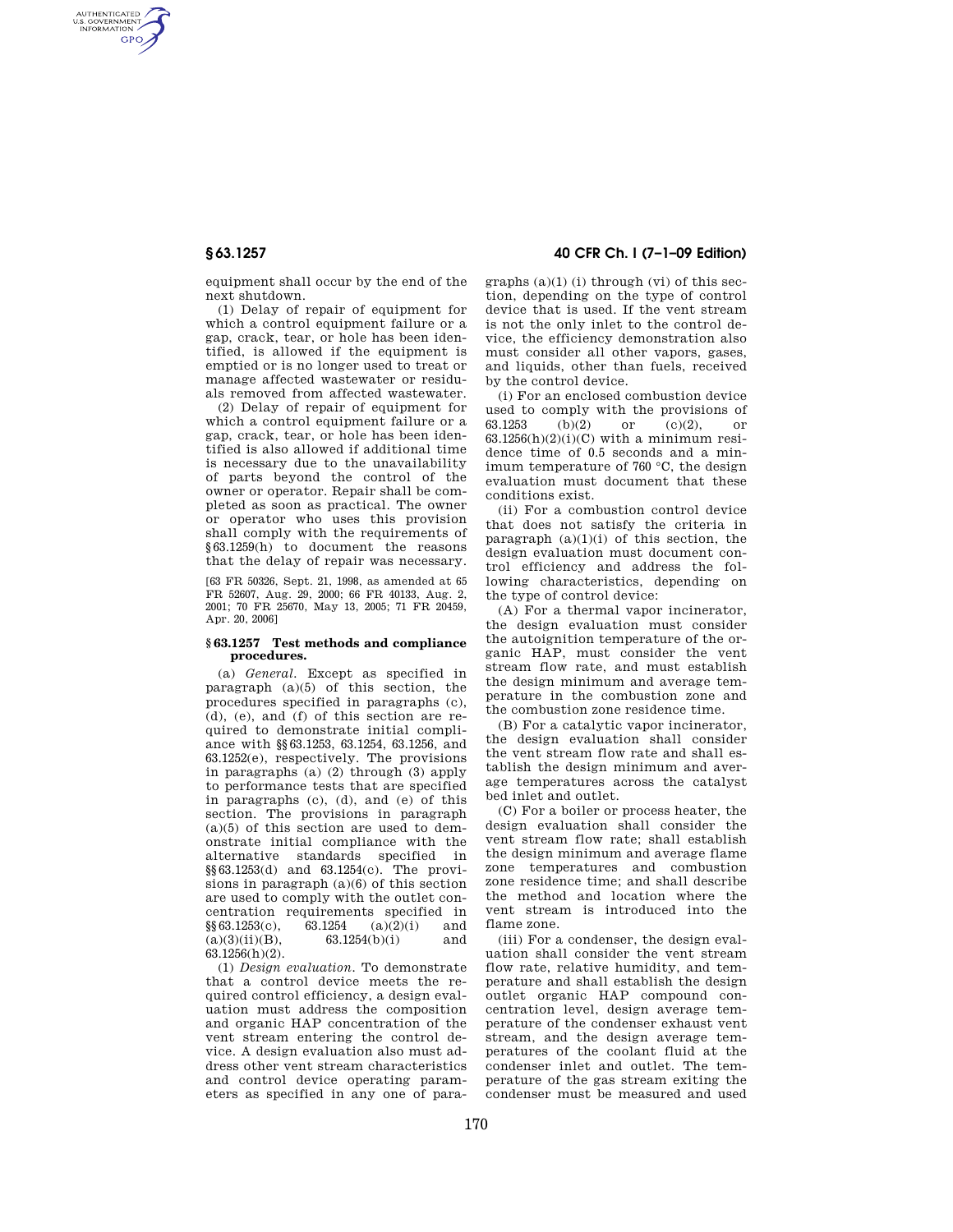equipment shall occur by the end of the next shutdown.

(1) Delay of repair of equipment for which a control equipment failure or a gap, crack, tear, or hole has been identified, is allowed if the equipment is emptied or is no longer used to treat or manage affected wastewater or residuals removed from affected wastewater.

(2) Delay of repair of equipment for which a control equipment failure or a gap, crack, tear, or hole has been identified is also allowed if additional time is necessary due to the unavailability of parts beyond the control of the owner or operator. Repair shall be completed as soon as practical. The owner or operator who uses this provision shall comply with the requirements of §63.1259(h) to document the reasons that the delay of repair was necessary.

[63 FR 50326, Sept. 21, 1998, as amended at 65 FR 52607, Aug. 29, 2000; 66 FR 40133, Aug. 2, 2001; 70 FR 25670, May 13, 2005; 71 FR 20459, Apr. 20, 2006]

## §63.1257 Test methods and compliance procedures.

(a) *General.* Except as specified in paragraph (a)(5) of this section, the procedures specified in paragraphs (c), (d), (e), and (f) of this section are required to demonstrate initial compliance with §§63.1253, 63.1254, 63.1256, and 63.1252(e), respectively. The provisions in paragraphs (a) (2) through (3) apply to performance tests that are specified in paragraphs (c), (d), and (e) of this section. The provisions in paragraph (a)(5) of this section are used to demonstrate initial compliance with the alternative standards specified in §§63.1253(d) and 63.1254(c). The provisions in paragraph (a)(6) of this section are used to comply with the outlet concentration requirements specified in §§63.1253(c), 63.1254 (a)(2)(i) and (a)(3)(ii)(B), 63.1254(b)(i) and 63.1256(h)(2).

(1) *Design evaluation.* To demonstrate that a control device meets the required control efficiency, a design evaluation must address the composition and organic HAP concentration of the vent stream entering the control device. A design evaluation also must address other vent stream characteristics and control device operating parameters as specified in any one of paragraphs (a)(1) (i) through (vi) of this section, depending on the type of control device that is used. If the vent stream is not the only inlet to the control device, the efficiency demonstration also must consider all other vapors, gases, and liquids, other than fuels, received by the control device.

(i) For an enclosed combustion device used to comply with the provisions of 63.1253 (b)(2) or (c)(2), or 63.1256(h)(2)(i)(C) with a minimum residence time of 0.5 seconds and a minimum temperature of 760 °C, the design evaluation must document that these conditions exist.

(ii) For a combustion control device that does not satisfy the criteria in paragraph (a)(1)(i) of this section, the design evaluation must document control efficiency and address the following characteristics, depending on the type of control device:

(A) For a thermal vapor incinerator, the design evaluation must consider the autoignition temperature of the organic HAP, must consider the vent stream flow rate, and must establish the design minimum and average temperature in the combustion zone and the combustion zone residence time.

(B) For a catalytic vapor incinerator, the design evaluation shall consider the vent stream flow rate and shall establish the design minimum and average temperatures across the catalyst bed inlet and outlet.

(C) For a boiler or process heater, the design evaluation shall consider the vent stream flow rate; shall establish the design minimum and average flame zone temperatures and combustion zone residence time; and shall describe the method and location where the vent stream is introduced into the flame zone.

(iii) For a condenser, the design evaluation shall consider the vent stream flow rate, relative humidity, and temperature and shall establish the design outlet organic HAP compound concentration level, design average temperature of the condenser exhaust vent stream, and the design average temperatures of the coolant fluid at the condenser inlet and outlet. The temperature of the gas stream exiting the condenser must be measured and used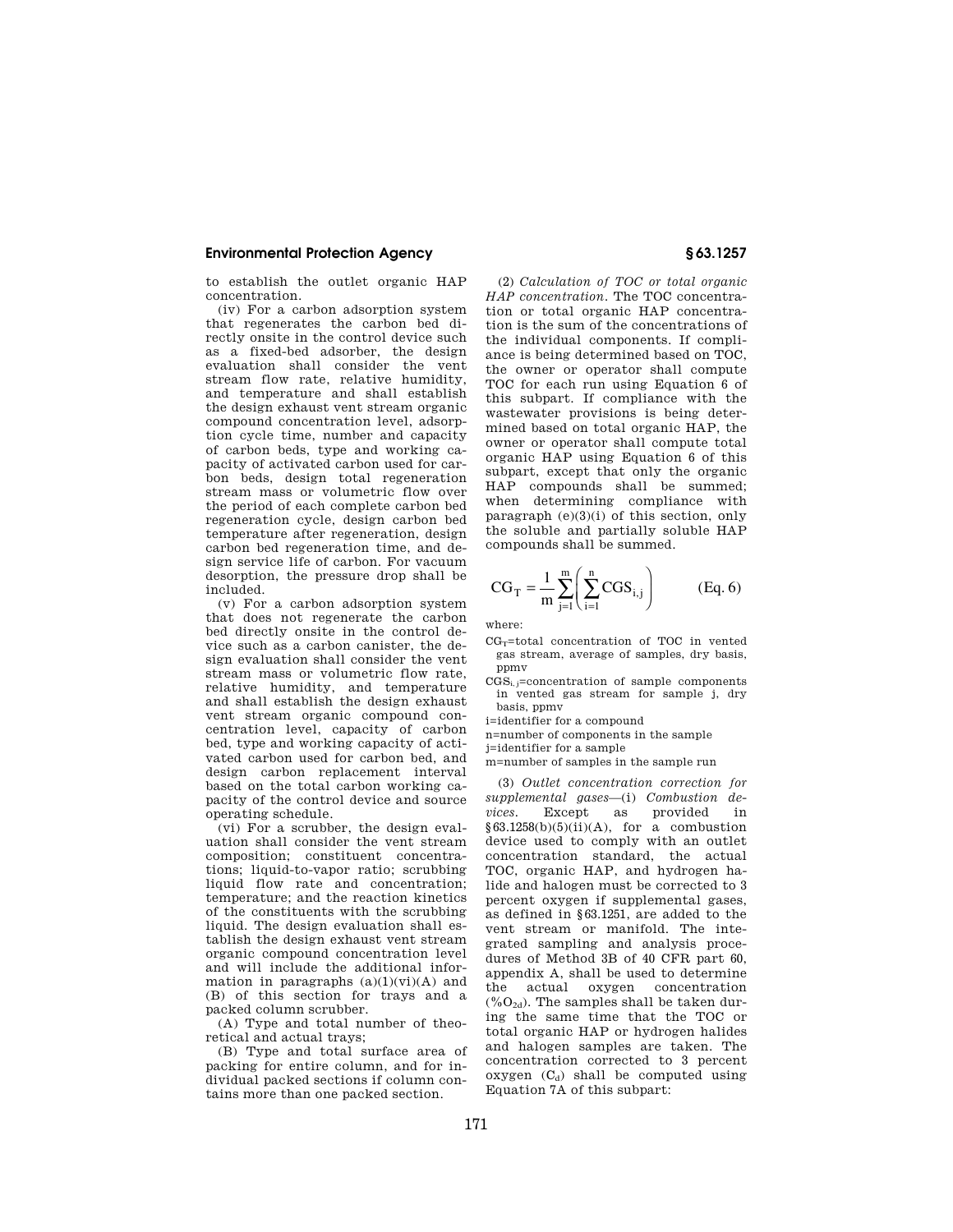to establish the outlet organic HAP concentration.

(iv) For a carbon adsorption system that regenerates the carbon bed directly onsite in the control device such as a fixed-bed adsorber, the design evaluation shall consider the vent stream flow rate, relative humidity, and temperature and shall establish the design exhaust vent stream organic compound concentration level, adsorption cycle time, number and capacity of carbon beds, type and working capacity of activated carbon used for carbon beds, design total regeneration stream mass or volumetric flow over the period of each complete carbon bed regeneration cycle, design carbon bed temperature after regeneration, design carbon bed regeneration time, and design service life of carbon. For vacuum desorption, the pressure drop shall be included.

(v) For a carbon adsorption system that does not regenerate the carbon bed directly onsite in the control device such as a carbon canister, the design evaluation shall consider the vent stream mass or volumetric flow rate, relative humidity, and temperature and shall establish the design exhaust vent stream organic compound concentration level, capacity of carbon bed, type and working capacity of activated carbon used for carbon bed, and design carbon replacement interval based on the total carbon working capacity of the control device and source operating schedule.

(vi) For a scrubber, the design evaluation shall consider the vent stream composition; constituent concentrations; liquid-to-vapor ratio; scrubbing liquid flow rate and concentration; temperature; and the reaction kinetics of the constituents with the scrubbing liquid. The design evaluation shall establish the design exhaust vent stream organic compound concentration level and will include the additional information in paragraphs (a)(1)(vi)(A) and (B) of this section for trays and a packed column scrubber.

(A) Type and total number of theoretical and actual trays;

(B) Type and total surface area of packing for entire column, and for individual packed sections if column contains more than one packed section.

(2) *Calculation of TOC or total organic HAP concentration.* The TOC concentration or total organic HAP concentration is the sum of the concentrations of the individual components. If compliance is being determined based on TOC, the owner or operator shall compute TOC for each run using Equation 6 of this subpart. If compliance with the wastewater provisions is being determined based on total organic HAP, the owner or operator shall compute total organic HAP using Equation 6 of this subpart, except that only the organic HAP compounds shall be summed; when determining compliance with paragraph (e)(3)(i) of this section, only the soluble and partially soluble HAP compounds shall be summed.

$$CG_T = \frac{1}{m}\sum_{j=1}^{m}\left(\sum_{i=1}^{n} CGS_{i,j}\right) \qquad \text{(Eq. 6)}$$

where:

$CG_T$=total concentration of TOC in vented gas stream, average of samples, dry basis, ppmv

$CGS_{i,j}$=concentration of sample components in vented gas stream for sample j, dry basis, ppmv

i=identifier for a compound

n=number of components in the sample

j=identifier for a sample

m=number of samples in the sample run

(3) *Outlet concentration correction for supplemental gases*—(i) *Combustion devices.* Except as provided in §63.1258(b)(5)(ii)(A), for a combustion device used to comply with an outlet concentration standard, the actual TOC, organic HAP, and hydrogen halide and halogen must be corrected to 3 percent oxygen if supplemental gases, as defined in §63.1251, are added to the vent stream or manifold. The integrated sampling and analysis procedures of Method 3B of 40 CFR part 60, appendix A, shall be used to determine the actual oxygen concentration ($\%O_{2d}$). The samples shall be taken during the same time that the TOC or total organic HAP or hydrogen halides and halogen samples are taken. The concentration corrected to 3 percent oxygen ($C_d$) shall be computed using Equation 7A of this subpart: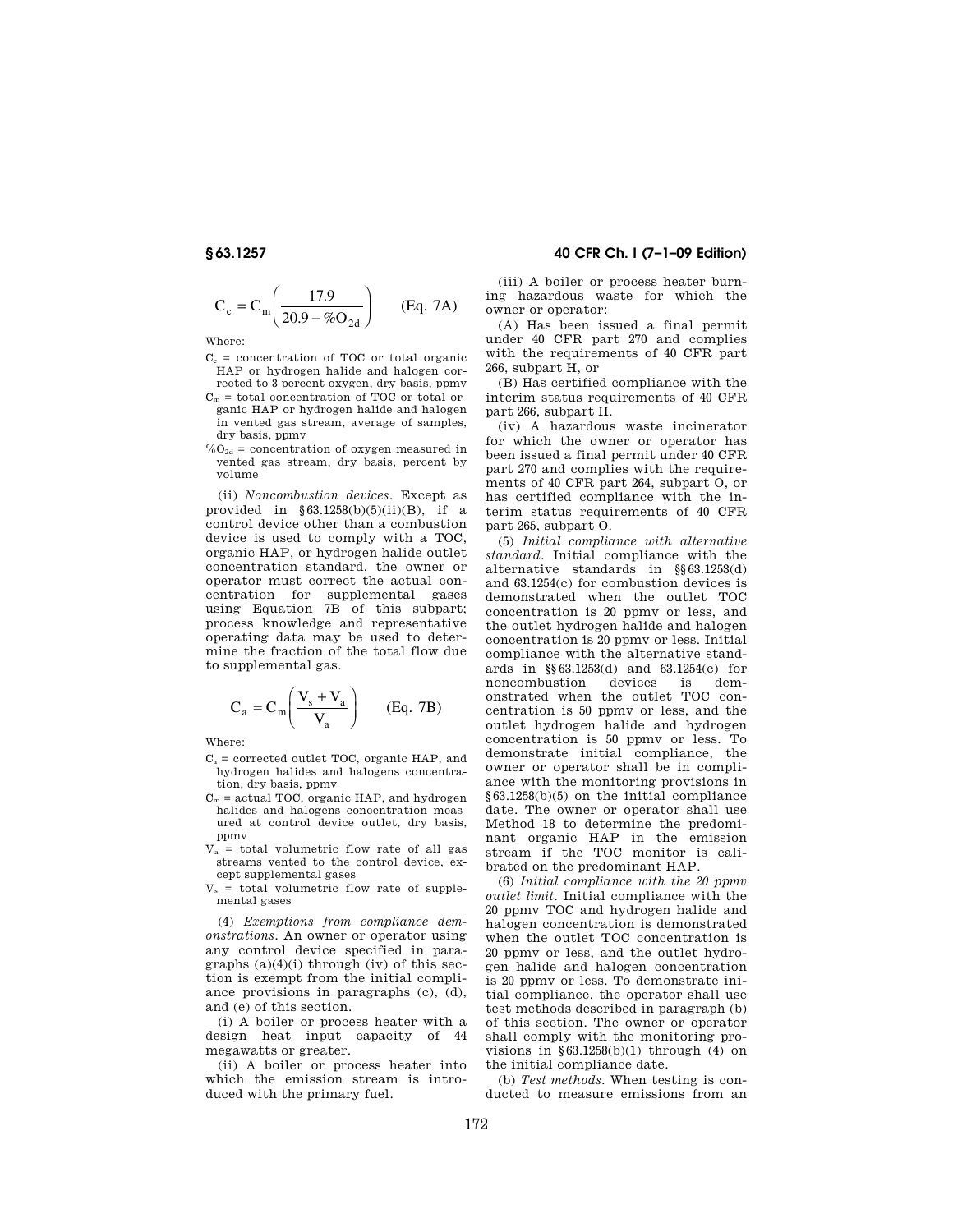$$C_c = C_m \left( \frac{17.9}{20.9 - \%O_{2d}} \right) \qquad \text{(Eq. 7A)}$$

Where:

$C_c$ = concentration of TOC or total organic HAP or hydrogen halide and halogen corrected to 3 percent oxygen, dry basis, ppmv

$C_m$ = total concentration of TOC or total organic HAP or hydrogen halide and halogen in vented gas stream, average of samples, dry basis, ppmv

$\%O_{2d}$ = concentration of oxygen measured in vented gas stream, dry basis, percent by volume

(ii) *Noncombustion devices.* Except as provided in §63.1258(b)(5)(ii)(B), if a control device other than a combustion device is used to comply with a TOC, organic HAP, or hydrogen halide outlet concentration standard, the owner or operator must correct the actual concentration for supplemental gases using Equation 7B of this subpart; process knowledge and representative operating data may be used to determine the fraction of the total flow due to supplemental gas.

$$C_a = C_m \left( \frac{V_s + V_a}{V_a} \right) \qquad \text{(Eq. 7B)}$$

Where:

$C_a$ = corrected outlet TOC, organic HAP, and hydrogen halides and halogens concentration, dry basis, ppmv

$C_m$ = actual TOC, organic HAP, and hydrogen halides and halogens concentration measured at control device outlet, dry basis, ppmv

$V_a$ = total volumetric flow rate of all gas streams vented to the control device, except supplemental gases

$V_s$ = total volumetric flow rate of supplemental gases

(4) *Exemptions from compliance demonstrations.* An owner or operator using any control device specified in paragraphs (a)(4)(i) through (iv) of this section is exempt from the initial compliance provisions in paragraphs (c), (d), and (e) of this section.

(i) A boiler or process heater with a design heat input capacity of 44 megawatts or greater.

(ii) A boiler or process heater into which the emission stream is introduced with the primary fuel.

(iii) A boiler or process heater burning hazardous waste for which the owner or operator:

(A) Has been issued a final permit under 40 CFR part 270 and complies with the requirements of 40 CFR part 266, subpart H, or

(B) Has certified compliance with the interim status requirements of 40 CFR part 266, subpart H.

(iv) A hazardous waste incinerator for which the owner or operator has been issued a final permit under 40 CFR part 270 and complies with the requirements of 40 CFR part 264, subpart O, or has certified compliance with the interim status requirements of 40 CFR part 265, subpart O.

(5) *Initial compliance with alternative standard.* Initial compliance with the alternative standards in §§63.1253(d) and 63.1254(c) for combustion devices is demonstrated when the outlet TOC concentration is 20 ppmv or less, and the outlet hydrogen halide and halogen concentration is 20 ppmv or less. Initial compliance with the alternative standards in §§63.1253(d) and 63.1254(c) for noncombustion devices is demonstrated when the outlet TOC concentration is 50 ppmv or less, and the outlet hydrogen halide and hydrogen concentration is 50 ppmv or less. To demonstrate initial compliance, the owner or operator shall be in compliance with the monitoring provisions in §63.1258(b)(5) on the initial compliance date. The owner or operator shall use Method 18 to determine the predominant organic HAP in the emission stream if the TOC monitor is calibrated on the predominant HAP.

(6) *Initial compliance with the 20 ppmv outlet limit.* Initial compliance with the 20 ppmv TOC and hydrogen halide and halogen concentration is demonstrated when the outlet TOC concentration is 20 ppmv or less, and the outlet hydrogen halide and halogen concentration is 20 ppmv or less. To demonstrate initial compliance, the operator shall use test methods described in paragraph (b) of this section. The owner or operator shall comply with the monitoring provisions in §63.1258(b)(1) through (4) on the initial compliance date.

(b) *Test methods.* When testing is conducted to measure emissions from an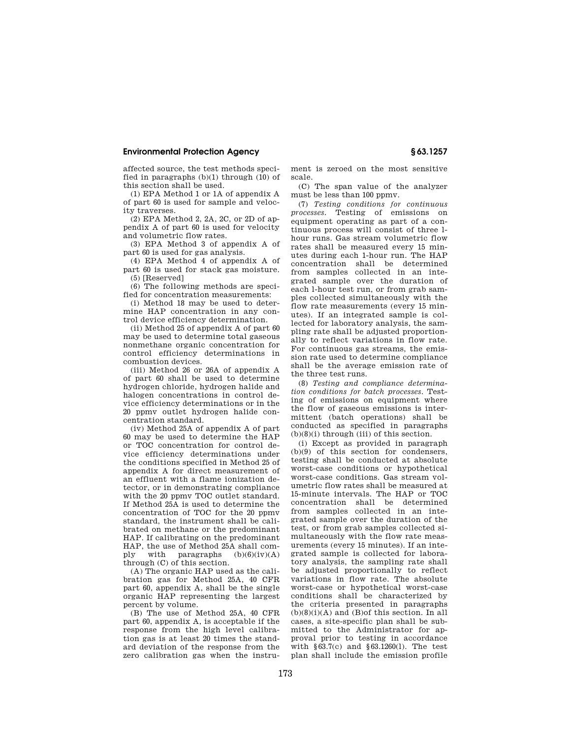affected source, the test methods specified in paragraphs (b)(1) through (10) of this section shall be used.

(1) EPA Method 1 or 1A of appendix A of part 60 is used for sample and velocity traverses.

(2) EPA Method 2, 2A, 2C, or 2D of appendix A of part 60 is used for velocity and volumetric flow rates.

(3) EPA Method 3 of appendix A of part 60 is used for gas analysis.

(4) EPA Method 4 of appendix A of part 60 is used for stack gas moisture.

(5) [Reserved]

(6) The following methods are specified for concentration measurements:

(i) Method 18 may be used to determine HAP concentration in any control device efficiency determination.

(ii) Method 25 of appendix A of part 60 may be used to determine total gaseous nonmethane organic concentration for control efficiency determinations in combustion devices.

(iii) Method 26 or 26A of appendix A of part 60 shall be used to determine hydrogen chloride, hydrogen halide and halogen concentrations in control device efficiency determinations or in the 20 ppmv outlet hydrogen halide concentration standard.

(iv) Method 25A of appendix A of part 60 may be used to determine the HAP or TOC concentration for control device efficiency determinations under the conditions specified in Method 25 of appendix A for direct measurement of an effluent with a flame ionization detector, or in demonstrating compliance with the 20 ppmv TOC outlet standard. If Method 25A is used to determine the concentration of TOC for the 20 ppmv standard, the instrument shall be calibrated on methane or the predominant HAP. If calibrating on the predominant HAP, the use of Method 25A shall comply with paragraphs (b)(6)(iv)(A) through (C) of this section.

(A) The organic HAP used as the calibration gas for Method 25A, 40 CFR part 60, appendix A, shall be the single organic HAP representing the largest percent by volume.

(B) The use of Method 25A, 40 CFR part 60, appendix A, is acceptable if the response from the high level calibration gas is at least 20 times the standard deviation of the response from the zero calibration gas when the instrument is zeroed on the most sensitive scale.

(C) The span value of the analyzer must be less than 100 ppmv.

(7) *Testing conditions for continuous processes.* Testing of emissions on equipment operating as part of a continuous process will consist of three 1-hour runs. Gas stream volumetric flow rates shall be measured every 15 minutes during each 1-hour run. The HAP concentration shall be determined from samples collected in an integrated sample over the duration of each 1-hour test run, or from grab samples collected simultaneously with the flow rate measurements (every 15 minutes). If an integrated sample is collected for laboratory analysis, the sampling rate shall be adjusted proportionally to reflect variations in flow rate. For continuous gas streams, the emission rate used to determine compliance shall be the average emission rate of the three test runs.

(8) *Testing and compliance determination conditions for batch processes.* Testing of emissions on equipment where the flow of gaseous emissions is intermittent (batch operations) shall be conducted as specified in paragraphs (b)(8)(i) through (iii) of this section.

(i) Except as provided in paragraph (b)(9) of this section for condensers, testing shall be conducted at absolute worst-case conditions or hypothetical worst-case conditions. Gas stream volumetric flow rates shall be measured at 15-minute intervals. The HAP or TOC concentration shall be determined from samples collected in an integrated sample over the duration of the test, or from grab samples collected simultaneously with the flow rate measurements (every 15 minutes). If an integrated sample is collected for laboratory analysis, the sampling rate shall be adjusted proportionally to reflect variations in flow rate. The absolute worst-case or hypothetical worst-case conditions shall be characterized by the criteria presented in paragraphs (b)(8)(i)(A) and (B)of this section. In all cases, a site-specific plan shall be submitted to the Administrator for approval prior to testing in accordance with §63.7(c) and §63.1260(l). The test plan shall include the emission profile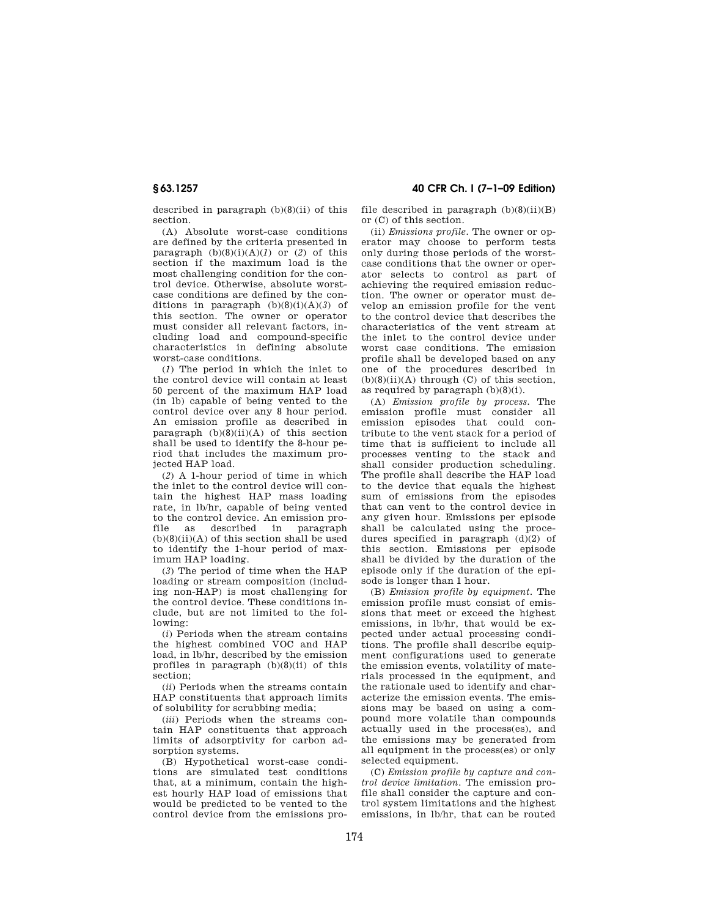described in paragraph (b)(8)(ii) of this section.

(A) Absolute worst-case conditions are defined by the criteria presented in paragraph (b)(8)(i)(A)(*1*) or (*2*) of this section if the maximum load is the most challenging condition for the control device. Otherwise, absolute worst-case conditions are defined by the conditions in paragraph (b)(8)(i)(A)(*3*) of this section. The owner or operator must consider all relevant factors, including load and compound-specific characteristics in defining absolute worst-case conditions.

(*1*) The period in which the inlet to the control device will contain at least 50 percent of the maximum HAP load (in lb) capable of being vented to the control device over any 8 hour period. An emission profile as described in paragraph (b)(8)(ii)(A) of this section shall be used to identify the 8-hour period that includes the maximum projected HAP load.

(*2*) A 1-hour period of time in which the inlet to the control device will contain the highest HAP mass loading rate, in lb/hr, capable of being vented to the control device. An emission profile as described in paragraph (b)(8)(ii)(A) of this section shall be used to identify the 1-hour period of maximum HAP loading.

(*3*) The period of time when the HAP loading or stream composition (including non-HAP) is most challenging for the control device. These conditions include, but are not limited to the following:

(*i*) Periods when the stream contains the highest combined VOC and HAP load, in lb/hr, described by the emission profiles in paragraph (b)(8)(ii) of this section;

(*ii*) Periods when the streams contain HAP constituents that approach limits of solubility for scrubbing media;

(*iii*) Periods when the streams contain HAP constituents that approach limits of adsorptivity for carbon adsorption systems.

(B) Hypothetical worst-case conditions are simulated test conditions that, at a minimum, contain the highest hourly HAP load of emissions that would be predicted to be vented to the control device from the emissions profile described in paragraph (b)(8)(ii)(B) or (C) of this section.

(ii) *Emissions profile*. The owner or operator may choose to perform tests only during those periods of the worst-case conditions that the owner or operator selects to control as part of achieving the required emission reduction. The owner or operator must develop an emission profile for the vent to the control device that describes the characteristics of the vent stream at the inlet to the control device under worst case conditions. The emission profile shall be developed based on any one of the procedures described in (b)(8)(ii)(A) through (C) of this section, as required by paragraph (b)(8)(i).

(A) *Emission profile by process*. The emission profile must consider all emission episodes that could contribute to the vent stack for a period of time that is sufficient to include all processes venting to the stack and shall consider production scheduling. The profile shall describe the HAP load to the device that equals the highest sum of emissions from the episodes that can vent to the control device in any given hour. Emissions per episode shall be calculated using the procedures specified in paragraph (d)(2) of this section. Emissions per episode shall be divided by the duration of the episode only if the duration of the episode is longer than 1 hour.

(B) *Emission profile by equipment*. The emission profile must consist of emissions that meet or exceed the highest emissions, in lb/hr, that would be expected under actual processing conditions. The profile shall describe equipment configurations used to generate the emission events, volatility of materials processed in the equipment, and the rationale used to identify and characterize the emission events. The emissions may be based on using a compound more volatile than compounds actually used in the process(es), and the emissions may be generated from all equipment in the process(es) or only selected equipment.

(C) *Emission profile by capture and control device limitation*. The emission profile shall consider the capture and control system limitations and the highest emissions, in lb/hr, that can be routed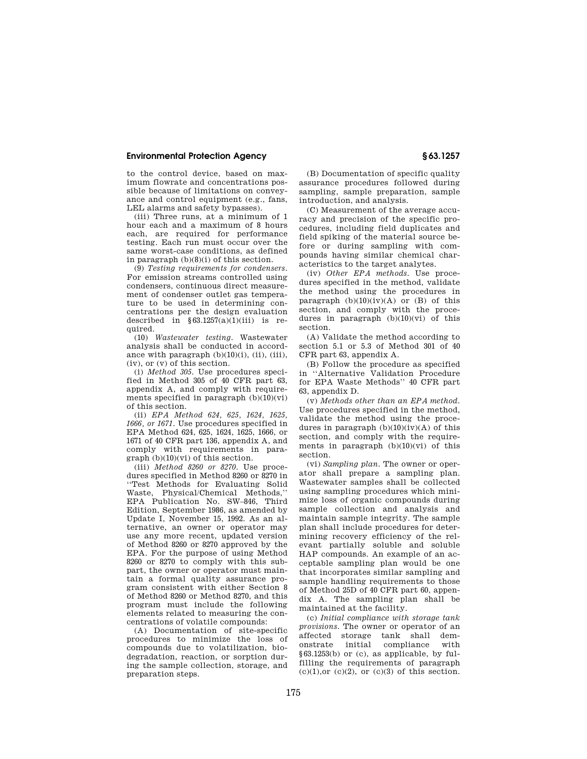to the control device, based on maximum flowrate and concentrations possible because of limitations on conveyance and control equipment (e.g., fans, LEL alarms and safety bypasses).

(iii) Three runs, at a minimum of 1 hour each and a maximum of 8 hours each, are required for performance testing. Each run must occur over the same worst-case conditions, as defined in paragraph (b)(8)(i) of this section.

(9) *Testing requirements for condensers.* For emission streams controlled using condensers, continuous direct measurement of condenser outlet gas temperature to be used in determining concentrations per the design evaluation described in §63.1257(a)(1)(iii) is required.

(10) *Wastewater testing.* Wastewater analysis shall be conducted in accordance with paragraph (b)(10)(i), (ii), (iii), (iv), or (v) of this section.

(i) *Method 305.* Use procedures specified in Method 305 of 40 CFR part 63, appendix A, and comply with requirements specified in paragraph (b)(10)(vi) of this section.

(ii) *EPA Method 624, 625, 1624, 1625, 1666, or 1671.* Use procedures specified in EPA Method 624, 625, 1624, 1625, 1666, or 1671 of 40 CFR part 136, appendix A, and comply with requirements in paragraph (b)(10)(vi) of this section.

(iii) *Method 8260 or 8270.* Use procedures specified in Method 8260 or 8270 in ''Test Methods for Evaluating Solid Waste, Physical/Chemical Methods,'' EPA Publication No. SW–846, Third Edition, September 1986, as amended by Update I, November 15, 1992. As an alternative, an owner or operator may use any more recent, updated version of Method 8260 or 8270 approved by the EPA. For the purpose of using Method 8260 or 8270 to comply with this subpart, the owner or operator must maintain a formal quality assurance program consistent with either Section 8 of Method 8260 or Method 8270, and this program must include the following elements related to measuring the concentrations of volatile compounds:

(A) Documentation of site-specific procedures to minimize the loss of compounds due to volatilization, biodegradation, reaction, or sorption during the sample collection, storage, and preparation steps.

(B) Documentation of specific quality assurance procedures followed during sampling, sample preparation, sample introduction, and analysis.

(C) Measurement of the average accuracy and precision of the specific procedures, including field duplicates and field spiking of the material source before or during sampling with compounds having similar chemical characteristics to the target analytes.

(iv) *Other EPA methods.* Use procedures specified in the method, validate the method using the procedures in paragraph (b)(10)(iv)(A) or (B) of this section, and comply with the procedures in paragraph (b)(10)(vi) of this section.

(A) Validate the method according to section 5.1 or 5.3 of Method 301 of 40 CFR part 63, appendix A.

(B) Follow the procedure as specified in ''Alternative Validation Procedure for EPA Waste Methods'' 40 CFR part 63, appendix D.

(v) *Methods other than an EPA method.* Use procedures specified in the method, validate the method using the procedures in paragraph (b)(10)(iv)(A) of this section, and comply with the requirements in paragraph (b)(10)(vi) of this section.

(vi) *Sampling plan.* The owner or operator shall prepare a sampling plan. Wastewater samples shall be collected using sampling procedures which minimize loss of organic compounds during sample collection and analysis and maintain sample integrity. The sample plan shall include procedures for determining recovery efficiency of the relevant partially soluble and soluble HAP compounds. An example of an acceptable sampling plan would be one that incorporates similar sampling and sample handling requirements to those of Method 25D of 40 CFR part 60, appendix A. The sampling plan shall be maintained at the facility.

(c) *Initial compliance with storage tank provisions.* The owner or operator of an affected storage tank shall demonstrate initial compliance with §63.1253(b) or (c), as applicable, by fulfilling the requirements of paragraph (c)(1),or (c)(2), or (c)(3) of this section.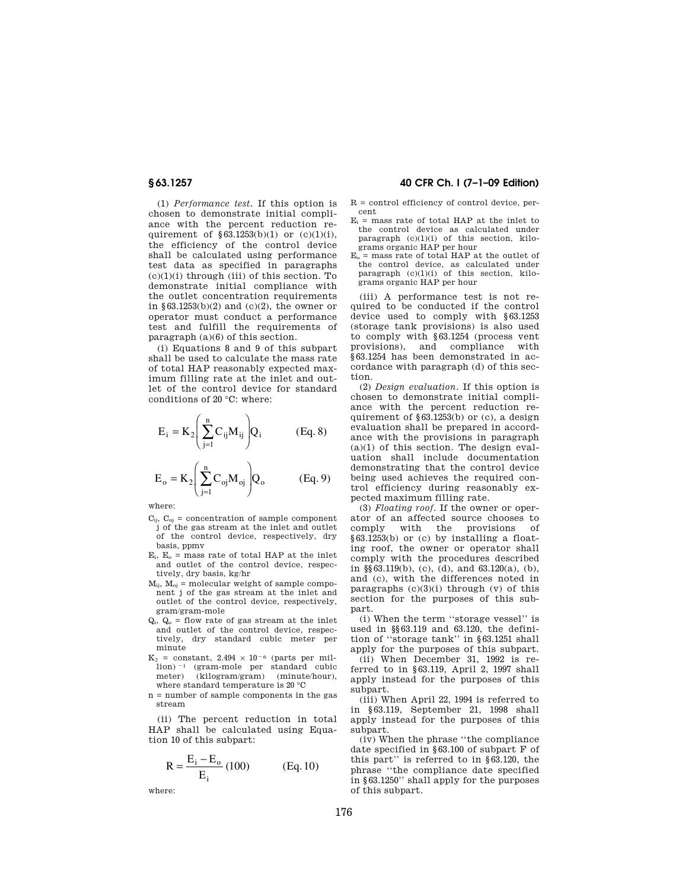(1) *Performance test.* If this option is chosen to demonstrate initial compliance with the percent reduction requirement of §63.1253(b)(1) or (c)(1)(i), the efficiency of the control device shall be calculated using performance test data as specified in paragraphs (c)(1)(i) through (iii) of this section. To demonstrate initial compliance with the outlet concentration requirements in §63.1253(b)(2) and (c)(2), the owner or operator must conduct a performance test and fulfill the requirements of paragraph (a)(6) of this section.

(i) Equations 8 and 9 of this subpart shall be used to calculate the mass rate of total HAP reasonably expected maximum filling rate at the inlet and outlet of the control device for standard conditions of 20 °C: where:

$$E_i = K_2\left(\sum_{j=1}^{n} C_{ij} M_{ij}\right) Q_i \qquad \text{(Eq. 8)}$$

$$E_o = K_2\left(\sum_{j=1}^{n} C_{oj} M_{oj}\right) Q_o \qquad \text{(Eq. 9)}$$

where:

$C_{ij}$, $C_{oj}$ = concentration of sample component j of the gas stream at the inlet and outlet of the control device, respectively, dry basis, ppmv

$E_i$, $E_o$ = mass rate of total HAP at the inlet and outlet of the control device, respectively, dry basis, kg/hr

$M_{ij}$, $M_{oj}$ = molecular weight of sample component j of the gas stream at the inlet and outlet of the control device, respectively, gram/gram-mole

$Q_i$, $Q_o$ = flow rate of gas stream at the inlet and outlet of the control device, respectively, dry standard cubic meter per minute

$K_2$ = constant, $2.494 \times 10^{-6}$ (parts per million)$^{-1}$ (gram-mole per standard cubic meter) (kilogram/gram) (minute/hour), where standard temperature is 20 °C

n = number of sample components in the gas stream

(ii) The percent reduction in total HAP shall be calculated using Equation 10 of this subpart:

$$R = \frac{E_i - E_o}{E_i}(100) \qquad \text{(Eq. 10)}$$

where:

R = control efficiency of control device, percent

$E_i$ = mass rate of total HAP at the inlet to the control device as calculated under paragraph (c)(1)(i) of this section, kilograms organic HAP per hour

$E_o$ = mass rate of total HAP at the outlet of the control device, as calculated under paragraph (c)(1)(i) of this section, kilograms organic HAP per hour

(iii) A performance test is not required to be conducted if the control device used to comply with §63.1253 (storage tank provisions) is also used to comply with §63.1254 (process vent provisions), and compliance with §63.1254 has been demonstrated in accordance with paragraph (d) of this section.

(2) *Design evaluation.* If this option is chosen to demonstrate initial compliance with the percent reduction requirement of §63.1253(b) or (c), a design evaluation shall be prepared in accordance with the provisions in paragraph (a)(1) of this section. The design evaluation shall include documentation demonstrating that the control device being used achieves the required control efficiency during reasonably expected maximum filling rate.

(3) *Floating roof.* If the owner or operator of an affected source chooses to comply with the provisions of §63.1253(b) or (c) by installing a floating roof, the owner or operator shall comply with the procedures described in §§63.119(b), (c), (d), and 63.120(a), (b), and (c), with the differences noted in paragraphs (c)(3)(i) through (v) of this section for the purposes of this subpart.

(i) When the term "storage vessel" is used in §§63.119 and 63.120, the definition of "storage tank" in §63.1251 shall apply for the purposes of this subpart.

(ii) When December 31, 1992 is referred to in §63.119, April 2, 1997 shall apply instead for the purposes of this subpart.

(iii) When April 22, 1994 is referred to in §63.119, September 21, 1998 shall apply instead for the purposes of this subpart.

(iv) When the phrase "the compliance date specified in §63.100 of subpart F of this part" is referred to in §63.120, the phrase "the compliance date specified in §63.1250" shall apply for the purposes of this subpart.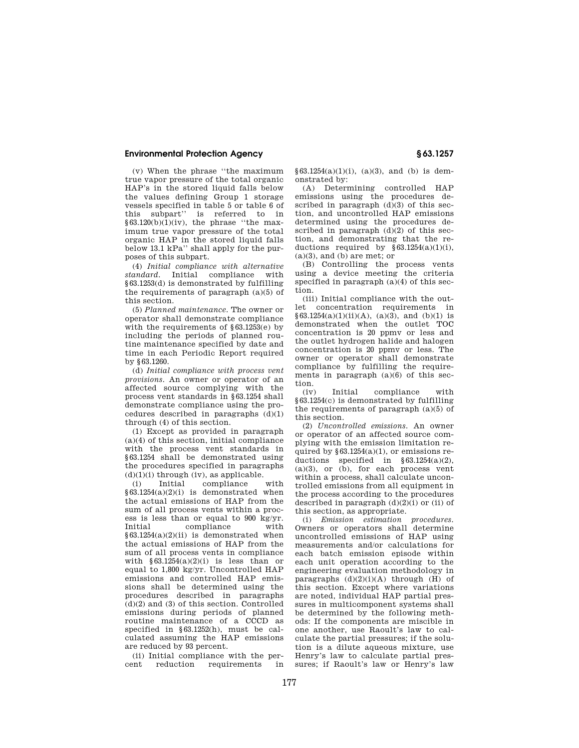(v) When the phrase ''the maximum true vapor pressure of the total organic HAP's in the stored liquid falls below the values defining Group 1 storage vessels specified in table 5 or table 6 of this subpart'' is referred to in §63.120(b)(1)(iv), the phrase ''the maximum true vapor pressure of the total organic HAP in the stored liquid falls below 13.1 kPa'' shall apply for the purposes of this subpart.

(4) *Initial compliance with alternative standard.* Initial compliance with §63.1253(d) is demonstrated by fulfilling the requirements of paragraph (a)(5) of this section.

(5) *Planned maintenance.* The owner or operator shall demonstrate compliance with the requirements of §63.1253(e) by including the periods of planned routine maintenance specified by date and time in each Periodic Report required by §63.1260.

(d) *Initial compliance with process vent provisions.* An owner or operator of an affected source complying with the process vent standards in §63.1254 shall demonstrate compliance using the procedures described in paragraphs (d)(1) through (4) of this section.

(1) Except as provided in paragraph (a)(4) of this section, initial compliance with the process vent standards in §63.1254 shall be demonstrated using the procedures specified in paragraphs (d)(1)(i) through (iv), as applicable.

(i) Initial compliance with §63.1254(a)(2)(i) is demonstrated when the actual emissions of HAP from the sum of all process vents within a process is less than or equal to 900 kg/yr. Initial compliance with §63.1254(a)(2)(ii) is demonstrated when the actual emissions of HAP from the sum of all process vents in compliance with §63.1254(a)(2)(i) is less than or equal to 1,800 kg/yr. Uncontrolled HAP emissions and controlled HAP emissions shall be determined using the procedures described in paragraphs (d)(2) and (3) of this section. Controlled emissions during periods of planned routine maintenance of a CCCD as specified in §63.1252(h), must be calculated assuming the HAP emissions are reduced by 93 percent.

(ii) Initial compliance with the percent reduction requirements in §63.1254(a)(1)(i), (a)(3), and (b) is demonstrated by:

(A) Determining controlled HAP emissions using the procedures described in paragraph (d)(3) of this section, and uncontrolled HAP emissions determined using the procedures described in paragraph (d)(2) of this section, and demonstrating that the reductions required by §63.1254(a)(1)(i), (a)(3), and (b) are met; or

(B) Controlling the process vents using a device meeting the criteria specified in paragraph (a)(4) of this section.

(iii) Initial compliance with the outlet concentration requirements in §63.1254(a)(1)(ii)(A), (a)(3), and (b)(1) is demonstrated when the outlet TOC concentration is 20 ppmv or less and the outlet hydrogen halide and halogen concentration is 20 ppmv or less. The owner or operator shall demonstrate compliance by fulfilling the requirements in paragraph (a)(6) of this section.

(iv) Initial compliance with §63.1254(c) is demonstrated by fulfilling the requirements of paragraph (a)(5) of this section.

(2) *Uncontrolled emissions.* An owner or operator of an affected source complying with the emission limitation required by §63.1254(a)(1), or emissions reductions specified in §63.1254(a)(2), (a)(3), or (b), for each process vent within a process, shall calculate uncontrolled emissions from all equipment in the process according to the procedures described in paragraph (d)(2)(i) or (ii) of this section, as appropriate.

(i) *Emission estimation procedures.* Owners or operators shall determine uncontrolled emissions of HAP using measurements and/or calculations for each batch emission episode within each unit operation according to the engineering evaluation methodology in paragraphs (d)(2)(i)(A) through (H) of this section. Except where variations are noted, individual HAP partial pressures in multicomponent systems shall be determined by the following methods: If the components are miscible in one another, use Raoult's law to calculate the partial pressures; if the solution is a dilute aqueous mixture, use Henry's law to calculate partial pressures; if Raoult's law or Henry's law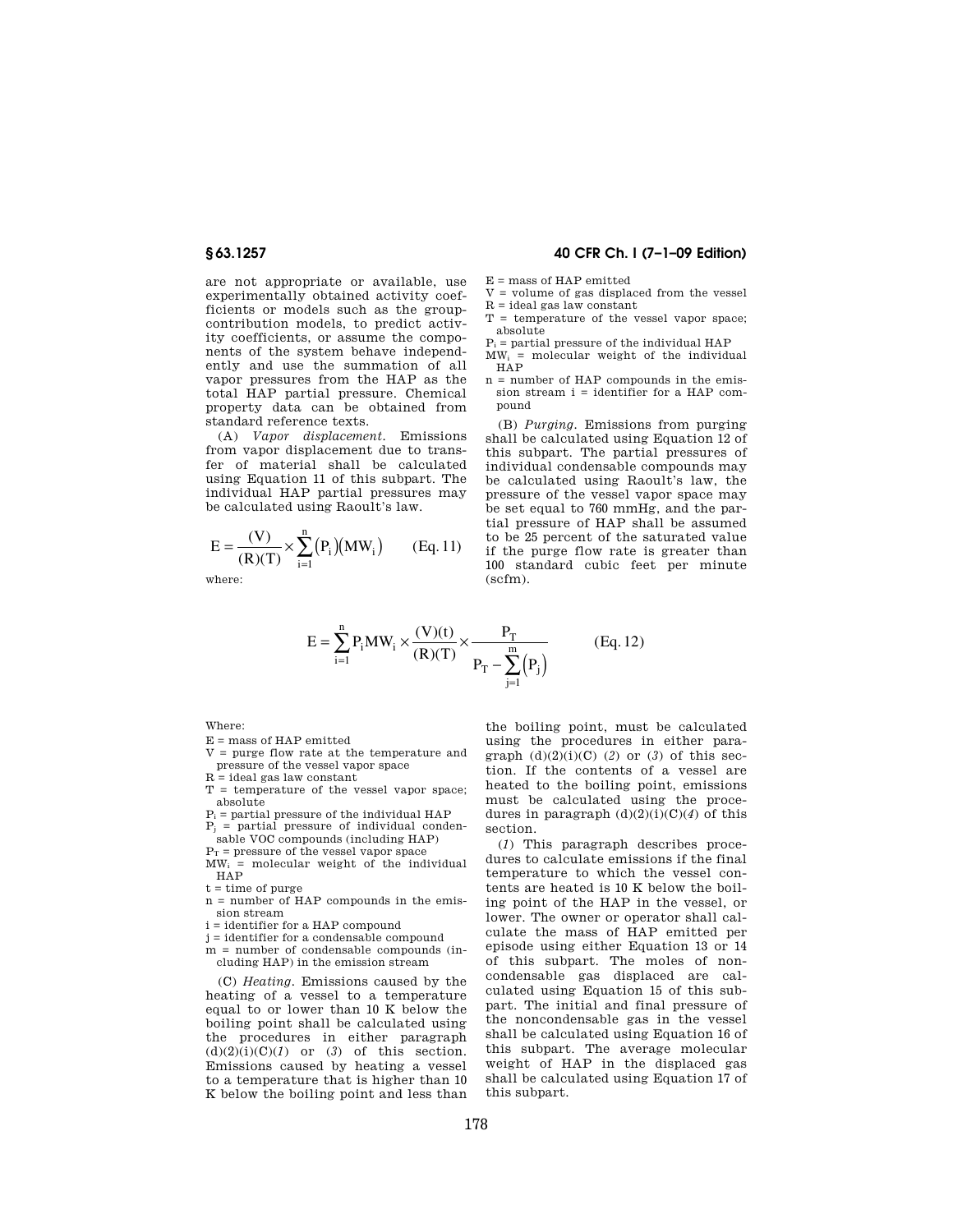are not appropriate or available, use experimentally obtained activity coefficients or models such as the group-contribution models, to predict activity coefficients, or assume the components of the system behave independently and use the summation of all vapor pressures from the HAP as the total HAP partial pressure. Chemical property data can be obtained from standard reference texts.

(A) *Vapor displacement.* Emissions from vapor displacement due to transfer of material shall be calculated using Equation 11 of this subpart. The individual HAP partial pressures may be calculated using Raoult's law.

$$E = \frac{(V)}{(R)(T)} \times \sum_{i=1}^{n} (P_i)(MW_i) \qquad \text{(Eq. 11)}$$

where:

E = mass of HAP emitted
V = volume of gas displaced from the vessel
R = ideal gas law constant
T = temperature of the vessel vapor space; absolute
$P_i$ = partial pressure of the individual HAP
$MW_i$ = molecular weight of the individual HAP
n = number of HAP compounds in the emission stream i = identifier for a HAP compound

(B) *Purging.* Emissions from purging shall be calculated using Equation 12 of this subpart. The partial pressures of individual condensable compounds may be calculated using Raoult's law, the pressure of the vessel vapor space may be set equal to 760 mmHg, and the partial pressure of HAP shall be assumed to be 25 percent of the saturated value if the purge flow rate is greater than 100 standard cubic feet per minute (scfm).

$$E = \sum_{i=1}^{n} P_i MW_i \times \frac{(V)(t)}{(R)(T)} \times \frac{P_T}{P_T - \sum_{j=1}^{m} (P_j)} \qquad \text{(Eq. 12)}$$

Where:

E = mass of HAP emitted
V = purge flow rate at the temperature and pressure of the vessel vapor space
R = ideal gas law constant
T = temperature of the vessel vapor space; absolute
$P_i$ = partial pressure of the individual HAP
$P_j$ = partial pressure of individual condensable VOC compounds (including HAP)
$P_T$ = pressure of the vessel vapor space
$MW_i$ = molecular weight of the individual HAP
t = time of purge
n = number of HAP compounds in the emission stream
i = identifier for a HAP compound
j = identifier for a condensable compound
m = number of condensable compounds (including HAP) in the emission stream

(C) *Heating.* Emissions caused by the heating of a vessel to a temperature equal to or lower than 10 K below the boiling point shall be calculated using the procedures in either paragraph (d)(2)(i)(C)(*1*) or (*3*) of this section. Emissions caused by heating a vessel to a temperature that is higher than 10 K below the boiling point and less than the boiling point, must be calculated using the procedures in either paragraph (d)(2)(i)(C) (*2*) or (*3*) of this section. If the contents of a vessel are heated to the boiling point, emissions must be calculated using the procedures in paragraph (d)(2)(i)(C)(*4*) of this section.

(*1*) This paragraph describes procedures to calculate emissions if the final temperature to which the vessel contents are heated is 10 K below the boiling point of the HAP in the vessel, or lower. The owner or operator shall calculate the mass of HAP emitted per episode using either Equation 13 or 14 of this subpart. The moles of noncondensable gas displaced are calculated using Equation 15 of this subpart. The initial and final pressure of the noncondensable gas in the vessel shall be calculated using Equation 16 of this subpart. The average molecular weight of HAP in the displaced gas shall be calculated using Equation 17 of this subpart.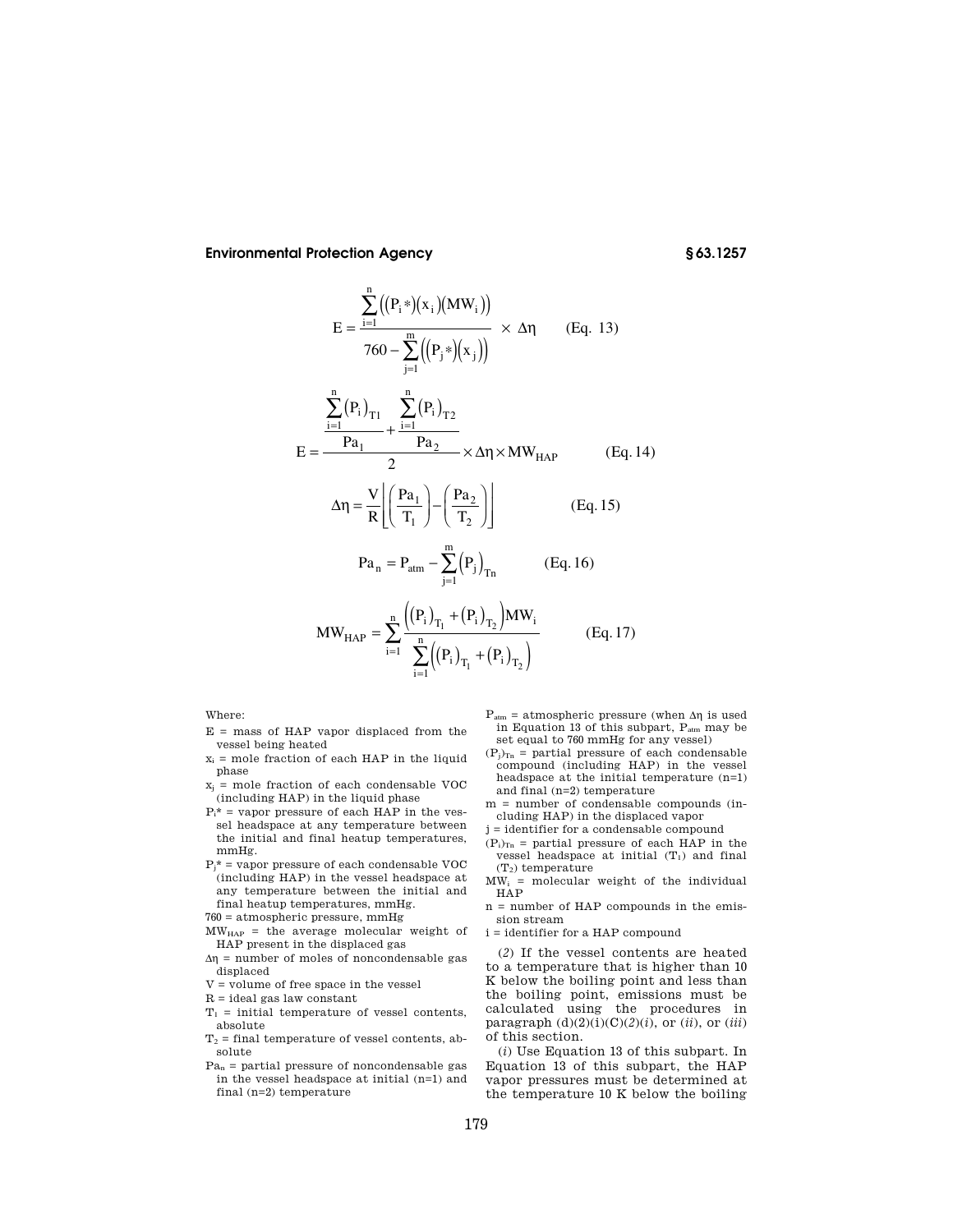$$E = \frac{\sum_{i=1}^{n}\left((P_i*)(x_i)(MW_i)\right)}{760 - \sum_{j=1}^{m}\left((P_j*)(x_j)\right)} \times \Delta\eta \qquad \text{(Eq. 13)}$$

$$E = \frac{\dfrac{\sum_{i=1}^{n}(P_i)_{T1}}{Pa_1} + \dfrac{\sum_{i=1}^{n}(P_i)_{T2}}{Pa_2}}{2} \times \Delta\eta \times MW_{HAP} \qquad \text{(Eq. 14)}$$

$$\Delta\eta = \frac{V}{R}\left[\left(\frac{Pa_1}{T_1}\right) - \left(\frac{Pa_2}{T_2}\right)\right] \qquad \text{(Eq. 15)}$$

$$Pa_n = P_{atm} - \sum_{j=1}^{m}(P_j)_{Tn} \qquad \text{(Eq. 16)}$$

$$MW_{HAP} = \sum_{i=1}^{n}\frac{\left((P_i)_{T_1} + (P_i)_{T_2}\right)MW_i}{\sum_{i=1}^{n}\left((P_i)_{T_1} + (P_i)_{T_2}\right)} \qquad \text{(Eq. 17)}$$

Where:

- $E$ = mass of HAP vapor displaced from the vessel being heated
- $x_i$ = mole fraction of each HAP in the liquid phase
- $x_j$ = mole fraction of each condensable VOC (including HAP) in the liquid phase
- $P_i*$ = vapor pressure of each HAP in the vessel headspace at any temperature between the initial and final heatup temperatures, mmHg.
- $P_j*$ = vapor pressure of each condensable VOC (including HAP) in the vessel headspace at any temperature between the initial and final heatup temperatures, mmHg.
- 760 = atmospheric pressure, mmHg
- $MW_{HAP}$ = the average molecular weight of HAP present in the displaced gas
- $\Delta\eta$ = number of moles of noncondensable gas displaced
- $V$ = volume of free space in the vessel
- $R$ = ideal gas law constant
- $T_1$ = initial temperature of vessel contents, absolute
- $T_2$ = final temperature of vessel contents, absolute
- $Pa_n$ = partial pressure of noncondensable gas in the vessel headspace at initial (n=1) and final (n=2) temperature
- $P_{atm}$ = atmospheric pressure (when $\Delta\eta$ is used in Equation 13 of this subpart, $P_{atm}$ may be set equal to 760 mmHg for any vessel)
- $(P_j)_{Tn}$ = partial pressure of each condensable compound (including HAP) in the vessel headspace at the initial temperature (n=1) and final (n=2) temperature
- $m$ = number of condensable compounds (including HAP) in the displaced vapor
- $j$ = identifier for a condensable compound
- $(P_i)_{Tn}$ = partial pressure of each HAP in the vessel headspace at initial ($T_1$) and final ($T_2$) temperature
- $MW_i$ = molecular weight of the individual HAP
- $n$ = number of HAP compounds in the emission stream
- $i$ = identifier for a HAP compound

(*2*) If the vessel contents are heated to a temperature that is higher than 10 K below the boiling point and less than the boiling point, emissions must be calculated using the procedures in paragraph (d)(2)(i)(C)(*2*)(*i*), or (*ii*), or (*iii*) of this section.

(*i*) Use Equation 13 of this subpart. In Equation 13 of this subpart, the HAP vapor pressures must be determined at the temperature 10 K below the boiling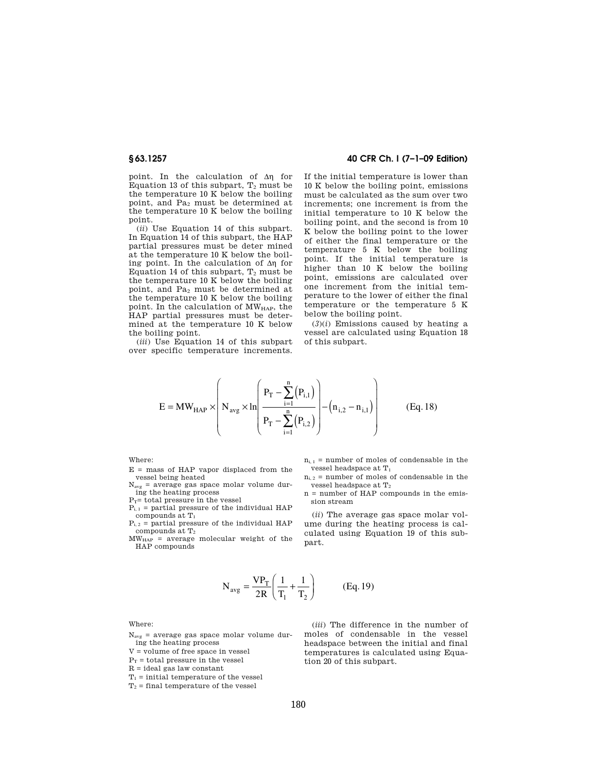point. In the calculation of $\Delta\eta$ for Equation 13 of this subpart, $T_2$ must be the temperature 10 K below the boiling point, and $Pa_2$ must be determined at the temperature 10 K below the boiling point.

(*ii*) Use Equation 14 of this subpart. In Equation 14 of this subpart, the HAP partial pressures must be deter mined at the temperature 10 K below the boiling point. In the calculation of $\Delta\eta$ for Equation 14 of this subpart, $T_2$ must be the temperature 10 K below the boiling point, and $Pa_2$ must be determined at the temperature 10 K below the boiling point. In the calculation of $MW_{HAP}$, the HAP partial pressures must be determined at the temperature 10 K below the boiling point.

(*iii*) Use Equation 14 of this subpart over specific temperature increments. If the initial temperature is lower than 10 K below the boiling point, emissions must be calculated as the sum over two increments; one increment is from the initial temperature to 10 K below the boiling point, and the second is from 10 K below the boiling point to the lower of either the final temperature or the temperature 5 K below the boiling point. If the initial temperature is higher than 10 K below the boiling point, emissions are calculated over one increment from the initial temperature to the lower of either the final temperature or the temperature 5 K below the boiling point.

(*3*)(*i*) Emissions caused by heating a vessel are calculated using Equation 18 of this subpart.

$$E = MW_{HAP} \times \left( N_{avg} \times \ln\left( \frac{P_T - \sum_{i=1}^{n}(P_{i,1})}{P_T - \sum_{i=1}^{n}(P_{i,2})} \right) - (n_{i,2} - n_{i,1}) \right) \qquad \text{(Eq. 18)}$$

Where:

E = mass of HAP vapor displaced from the vessel being heated

$N_{avg}$ = average gas space molar volume during the heating process

$P_T$ = total pressure in the vessel

$P_{i,1}$ = partial pressure of the individual HAP compounds at $T_1$

$P_{i,2}$ = partial pressure of the individual HAP compounds at $T_2$

$MW_{HAP}$ = average molecular weight of the HAP compounds

$n_{i,1}$ = number of moles of condensable in the vessel headspace at $T_1$

$n_{i,2}$ = number of moles of condensable in the vessel headspace at $T_2$

n = number of HAP compounds in the emission stream

(*ii*) The average gas space molar volume during the heating process is calculated using Equation 19 of this subpart.

$$N_{avg} = \frac{VP_T}{2R}\left(\frac{1}{T_1} + \frac{1}{T_2}\right) \qquad \text{(Eq. 19)}$$

Where:

$N_{avg}$ = average gas space molar volume during the heating process

V = volume of free space in vessel

$P_T$ = total pressure in the vessel

R = ideal gas law constant

$T_1$ = initial temperature of the vessel

$T_2$ = final temperature of the vessel

(*iii*) The difference in the number of moles of condensable in the vessel headspace between the initial and final temperatures is calculated using Equation 20 of this subpart.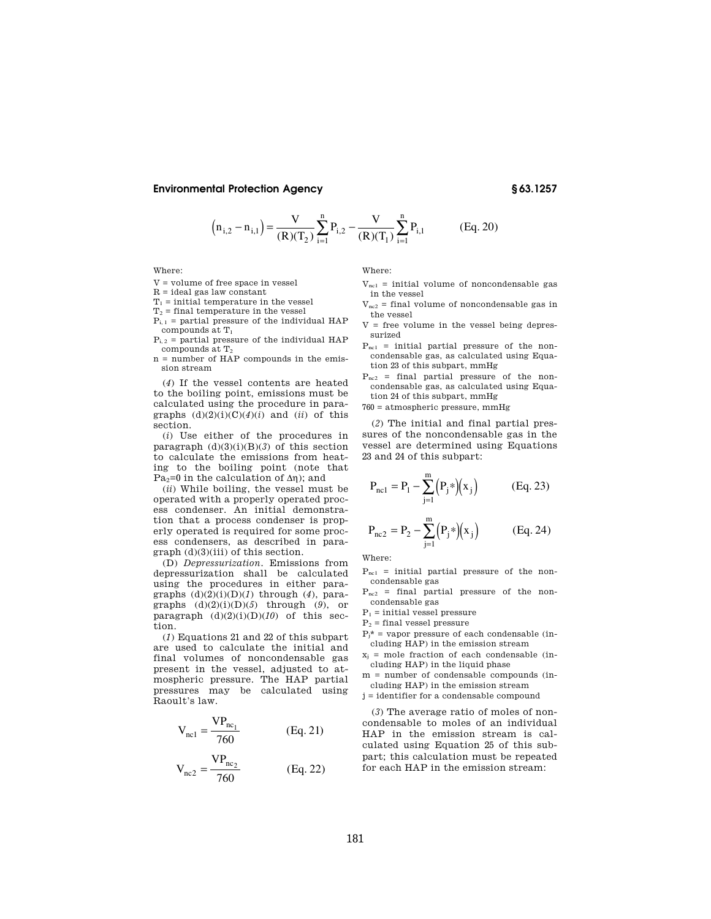$$\left(n_{i,2} - n_{i,1}\right) = \frac{V}{(R)(T_2)} \sum_{i=1}^{n} P_{i,2} - \frac{V}{(R)(T_1)} \sum_{i=1}^{n} P_{i,1} \qquad \text{(Eq. 20)}$$

Where:

V = volume of free space in vessel
R = ideal gas law constant
$T_1$ = initial temperature in the vessel
$T_2$ = final temperature in the vessel
$P_{i,1}$ = partial pressure of the individual HAP compounds at $T_1$
$P_{i,2}$ = partial pressure of the individual HAP compounds at $T_2$
n = number of HAP compounds in the emission stream

(*4*) If the vessel contents are heated to the boiling point, emissions must be calculated using the procedure in paragraphs (d)(2)(i)(C)(*4*)(*i*) and (*ii*) of this section.

(*i*) Use either of the procedures in paragraph (d)(3)(i)(B)(*3*) of this section to calculate the emissions from heating to the boiling point (note that $Pa_2$=0 in the calculation of $\Delta\eta$); and

(*ii*) While boiling, the vessel must be operated with a properly operated process condenser. An initial demonstration that a process condenser is properly operated is required for some process condensers, as described in paragraph (d)(3)(iii) of this section.

(D) *Depressurization.* Emissions from depressurization shall be calculated using the procedures in either paragraphs (d)(2)(i)(D)(*1*) through (*4*), paragraphs (d)(2)(i)(D)(*5*) through (*9*), or paragraph (d)(2)(i)(D)(*10*) of this section.

(*1*) Equations 21 and 22 of this subpart are used to calculate the initial and final volumes of noncondensable gas present in the vessel, adjusted to atmospheric pressure. The HAP partial pressures may be calculated using Raoult's law.

$$V_{nc1} = \frac{VP_{nc_1}}{760} \qquad \text{(Eq. 21)}$$

$$V_{nc2} = \frac{VP_{nc_2}}{760} \qquad \text{(Eq. 22)}$$

Where:

$V_{nc1}$ = initial volume of noncondensable gas in the vessel
$V_{nc2}$ = final volume of noncondensable gas in the vessel
V = free volume in the vessel being depressurized
$P_{nc1}$ = initial partial pressure of the noncondensable gas, as calculated using Equation 23 of this subpart, mmHg
$P_{nc2}$ = final partial pressure of the noncondensable gas, as calculated using Equation 24 of this subpart, mmHg
760 = atmospheric pressure, mmHg

(*2*) The initial and final partial pressures of the noncondensable gas in the vessel are determined using Equations 23 and 24 of this subpart:

$$P_{nc1} = P_1 - \sum_{j=1}^{m} \left(P_j *\right)\left(x_j\right) \qquad \text{(Eq. 23)}$$

$$P_{nc2} = P_2 - \sum_{j=1}^{m} \left(P_j *\right)\left(x_j\right) \qquad \text{(Eq. 24)}$$

Where:

$P_{nc1}$ = initial partial pressure of the noncondensable gas
$P_{nc2}$ = final partial pressure of the noncondensable gas
$P_1$ = initial vessel pressure
$P_2$ = final vessel pressure
$P_j$* = vapor pressure of each condensable (including HAP) in the emission stream
$x_j$ = mole fraction of each condensable (including HAP) in the liquid phase
m = number of condensable compounds (including HAP) in the emission stream
j = identifier for a condensable compound

(*3*) The average ratio of moles of noncondensable to moles of an individual HAP in the emission stream is calculated using Equation 25 of this subpart; this calculation must be repeated for each HAP in the emission stream: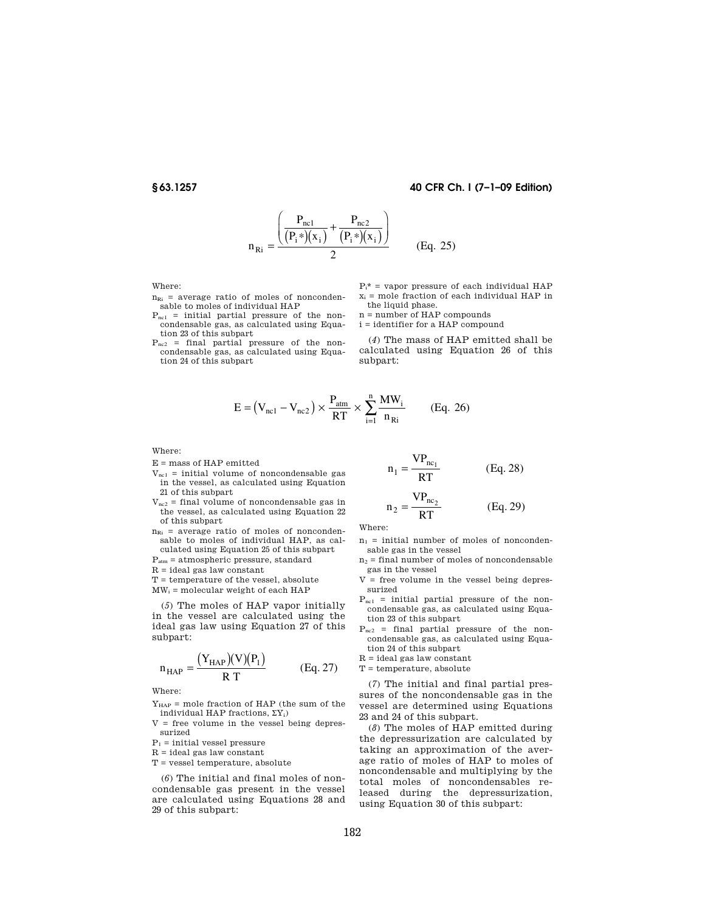$$n_{Ri} = \frac{\left( \frac{P_{nc1}}{(P_i*)(x_i)} + \frac{P_{nc2}}{(P_i*)(x_i)} \right)}{2} \qquad \text{(Eq. 25)}$$

Where:

$n_{Ri}$ = average ratio of moles of noncondensable to moles of individual HAP

$P_{nc1}$ = initial partial pressure of the noncondensable gas, as calculated using Equation 23 of this subpart

$P_{nc2}$ = final partial pressure of the noncondensable gas, as calculated using Equation 24 of this subpart

$P_i*$ = vapor pressure of each individual HAP

$x_i$ = mole fraction of each individual HAP in the liquid phase.

n = number of HAP compounds

i = identifier for a HAP compound

(*4*) The mass of HAP emitted shall be calculated using Equation 26 of this subpart:

$$E = (V_{nc1} - V_{nc2}) \times \frac{P_{atm}}{RT} \times \sum_{i=1}^{n} \frac{MW_i}{n_{Ri}} \qquad \text{(Eq. 26)}$$

Where:

E = mass of HAP emitted

$V_{nc1}$ = initial volume of noncondensable gas in the vessel, as calculated using Equation 21 of this subpart

$V_{nc2}$ = final volume of noncondensable gas in the vessel, as calculated using Equation 22 of this subpart

$n_{Ri}$ = average ratio of moles of noncondensable to moles of individual HAP, as calculated using Equation 25 of this subpart

$P_{atm}$ = atmospheric pressure, standard

R = ideal gas law constant

T = temperature of the vessel, absolute

$MW_i$ = molecular weight of each HAP

(*5*) The moles of HAP vapor initially in the vessel are calculated using the ideal gas law using Equation 27 of this subpart:

$$n_{HAP} = \frac{(Y_{HAP})(V)(P_1)}{R\,T} \qquad \text{(Eq. 27)}$$

Where:

$Y_{HAP}$ = mole fraction of HAP (the sum of the individual HAP fractions, $\Sigma Y_i$)

V = free volume in the vessel being depressurized

$P_1$ = initial vessel pressure

R = ideal gas law constant

T = vessel temperature, absolute

(*6*) The initial and final moles of noncondensable gas present in the vessel are calculated using Equations 28 and 29 of this subpart:

$$n_1 = \frac{VP_{nc_1}}{RT} \qquad \text{(Eq. 28)}$$

$$n_2 = \frac{VP_{nc_2}}{RT} \qquad \text{(Eq. 29)}$$

Where:

$n_1$ = initial number of moles of noncondensable gas in the vessel

$n_2$ = final number of moles of noncondensable gas in the vessel

V = free volume in the vessel being depressurized

$P_{nc1}$ = initial partial pressure of the noncondensable gas, as calculated using Equation 23 of this subpart

$P_{nc2}$ = final partial pressure of the noncondensable gas, as calculated using Equation 24 of this subpart

R = ideal gas law constant

T = temperature, absolute

(*7*) The initial and final partial pressures of the noncondensable gas in the vessel are determined using Equations 23 and 24 of this subpart.

(*8*) The moles of HAP emitted during the depressurization are calculated by taking an approximation of the average ratio of moles of HAP to moles of noncondensable and multiplying by the total moles of noncondensables released during the depressurization, using Equation 30 of this subpart: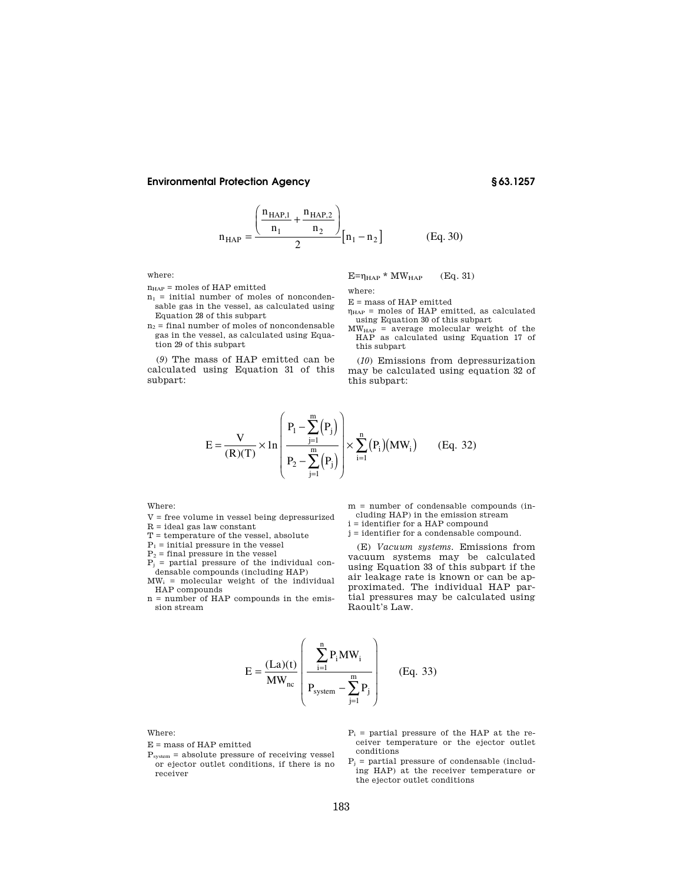$$n_{HAP} = \frac{\left(\frac{n_{HAP,1}}{n_1} + \frac{n_{HAP,2}}{n_2}\right)}{2}\left[n_1 - n_2\right] \qquad \text{(Eq. 30)}$$

where:

$n_{HAP}$ = moles of HAP emitted

$n_1$ = initial number of moles of noncondensable gas in the vessel, as calculated using Equation 28 of this subpart

$n_2$ = final number of moles of noncondensable gas in the vessel, as calculated using Equation 29 of this subpart

(*9*) The mass of HAP emitted can be calculated using Equation 31 of this subpart:

$$E = \eta_{HAP} * MW_{HAP} \qquad \text{(Eq. 31)}$$

where:

E = mass of HAP emitted

$\eta_{HAP}$ = moles of HAP emitted, as calculated using Equation 30 of this subpart

$MW_{HAP}$ = average molecular weight of the HAP as calculated using Equation 17 of this subpart

(*10*) Emissions from depressurization may be calculated using equation 32 of this subpart:

$$E = \frac{V}{(R)(T)} \times \ln\left(\frac{P_1 - \sum_{j=1}^{m}\left(P_j\right)}{P_2 - \sum_{j=1}^{m}\left(P_j\right)}\right) \times \sum_{i=1}^{n}\left(P_i\right)\left(MW_i\right) \qquad \text{(Eq. 32)}$$

Where:

V = free volume in vessel being depressurized

R = ideal gas law constant

T = temperature of the vessel, absolute

$P_1$ = initial pressure in the vessel

$P_2$ = final pressure in the vessel

$P_j$ = partial pressure of the individual condensable compounds (including HAP)

$MW_i$ = molecular weight of the individual HAP compounds

n = number of HAP compounds in the emission stream

m = number of condensable compounds (including HAP) in the emission stream

i = identifier for a HAP compound

j = identifier for a condensable compound.

(E) *Vacuum systems.* Emissions from vacuum systems may be calculated using Equation 33 of this subpart if the air leakage rate is known or can be approximated. The individual HAP partial pressures may be calculated using Raoult's Law.

$$E = \frac{(La)(t)}{MW_{nc}}\left(\frac{\sum_{i=1}^{n} P_i MW_i}{P_{system} - \sum_{j=1}^{m} P_j}\right) \qquad \text{(Eq. 33)}$$

Where:

E = mass of HAP emitted

$P_{system}$ = absolute pressure of receiving vessel or ejector outlet conditions, if there is no receiver

$P_i$ = partial pressure of the HAP at the receiver temperature or the ejector outlet conditions

$P_j$ = partial pressure of condensable (including HAP) at the receiver temperature or the ejector outlet conditions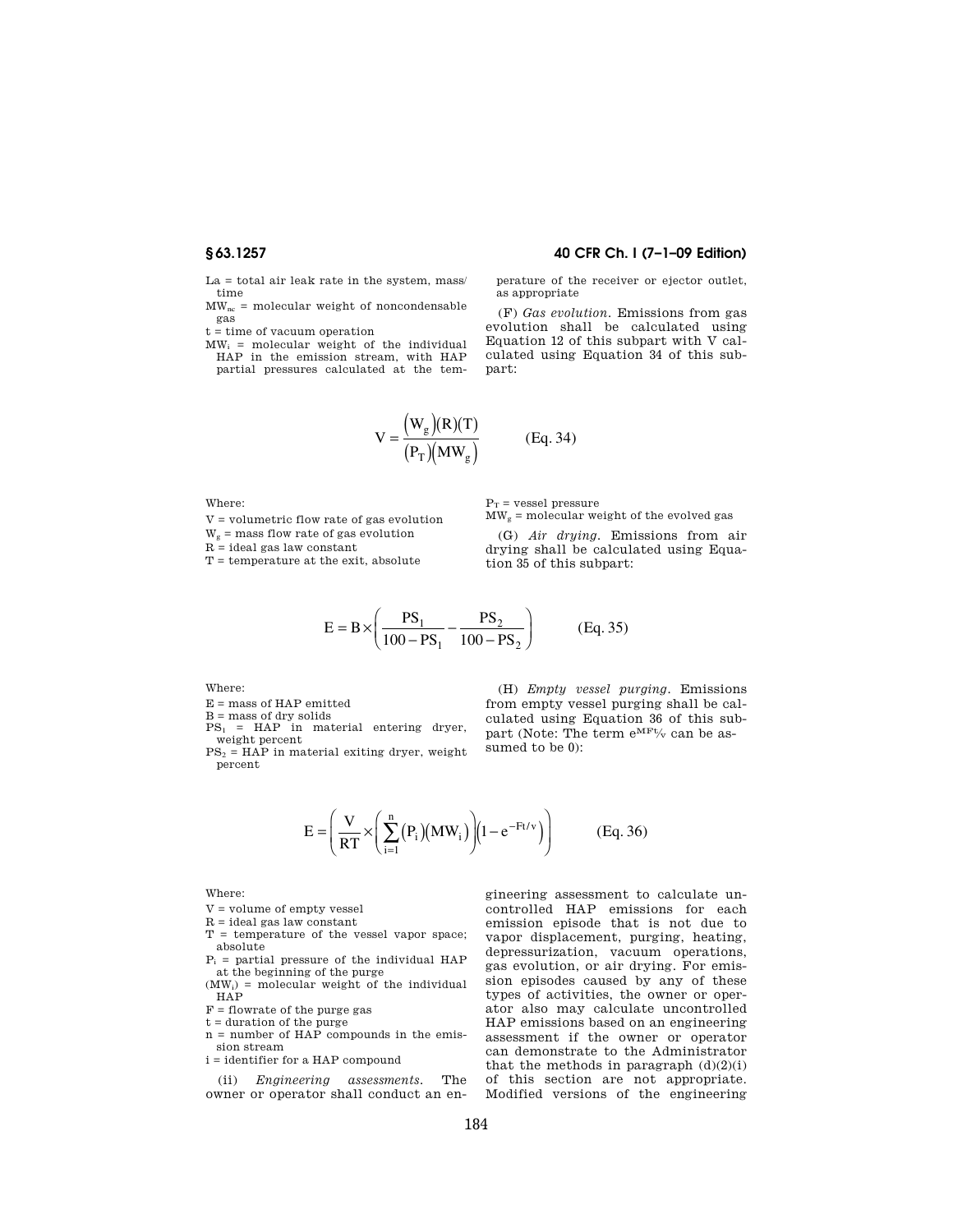La = total air leak rate in the system, mass/time

$MW_{nc}$ = molecular weight of noncondensable gas

t = time of vacuum operation

$MW_i$ = molecular weight of the individual HAP in the emission stream, with HAP partial pressures calculated at the temperature of the receiver or ejector outlet, as appropriate

(F) *Gas evolution.* Emissions from gas evolution shall be calculated using Equation 12 of this subpart with V calculated using Equation 34 of this subpart:

$$V = \frac{(W_g)(R)(T)}{(P_T)(MW_g)} \qquad \text{(Eq. 34)}$$

Where:

V = volumetric flow rate of gas evolution

$W_g$ = mass flow rate of gas evolution

R = ideal gas law constant

T = temperature at the exit, absolute

$P_T$ = vessel pressure

$MW_g$ = molecular weight of the evolved gas

(G) *Air drying.* Emissions from air drying shall be calculated using Equation 35 of this subpart:

$$E = B \times \left( \frac{PS_1}{100 - PS_1} - \frac{PS_2}{100 - PS_2} \right) \qquad \text{(Eq. 35)}$$

Where:

E = mass of HAP emitted

B = mass of dry solids

$PS_1$ = HAP in material entering dryer, weight percent

$PS_2$ = HAP in material exiting dryer, weight percent

(H) *Empty vessel purging.* Emissions from empty vessel purging shall be calculated using Equation 36 of this subpart (Note: The term $e^{MFt/v}$ can be assumed to be 0):

$$E = \left( \frac{V}{RT} \times \left( \sum_{i=1}^{n} (P_i)(MW_i) \right) \left(1 - e^{-Ft/v}\right) \right) \qquad \text{(Eq. 36)}$$

Where:

V = volume of empty vessel

R = ideal gas law constant

T = temperature of the vessel vapor space; absolute

$P_i$ = partial pressure of the individual HAP at the beginning of the purge

$(MW_i)$ = molecular weight of the individual HAP

F = flowrate of the purge gas

t = duration of the purge

n = number of HAP compounds in the emission stream

i = identifier for a HAP compound

(ii) *Engineering assessments.* The owner or operator shall conduct an engineering assessment to calculate uncontrolled HAP emissions for each emission episode that is not due to vapor displacement, purging, heating, depressurization, vacuum operations, gas evolution, or air drying. For emission episodes caused by any of these types of activities, the owner or operator also may calculate uncontrolled HAP emissions based on an engineering assessment if the owner or operator can demonstrate to the Administrator that the methods in paragraph (d)(2)(i) of this section are not appropriate. Modified versions of the engineering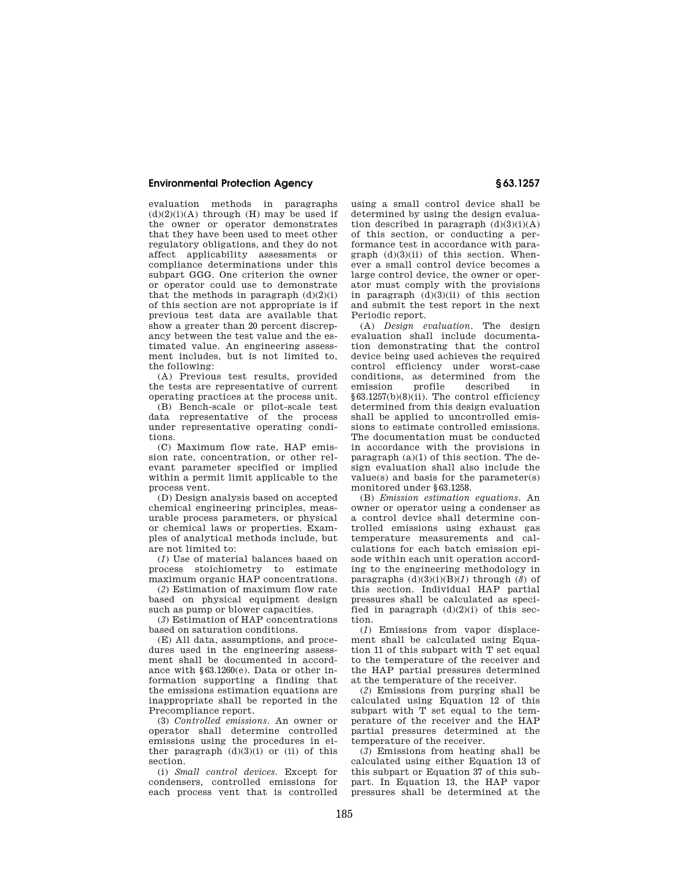evaluation methods in paragraphs (d)(2)(i)(A) through (H) may be used if the owner or operator demonstrates that they have been used to meet other regulatory obligations, and they do not affect applicability assessments or compliance determinations under this subpart GGG. One criterion the owner or operator could use to demonstrate that the methods in paragraph (d)(2)(i) of this section are not appropriate is if previous test data are available that show a greater than 20 percent discrepancy between the test value and the estimated value. An engineering assessment includes, but is not limited to, the following:

(A) Previous test results, provided the tests are representative of current operating practices at the process unit.

(B) Bench-scale or pilot-scale test data representative of the process under representative operating conditions.

(C) Maximum flow rate, HAP emission rate, concentration, or other relevant parameter specified or implied within a permit limit applicable to the process vent.

(D) Design analysis based on accepted chemical engineering principles, measurable process parameters, or physical or chemical laws or properties. Examples of analytical methods include, but are not limited to:

(*1*) Use of material balances based on process stoichiometry to estimate maximum organic HAP concentrations.

(*2*) Estimation of maximum flow rate based on physical equipment design such as pump or blower capacities.

(*3*) Estimation of HAP concentrations based on saturation conditions.

(E) All data, assumptions, and procedures used in the engineering assessment shall be documented in accordance with §63.1260(e). Data or other information supporting a finding that the emissions estimation equations are inappropriate shall be reported in the Precompliance report.

(3) *Controlled emissions.* An owner or operator shall determine controlled emissions using the procedures in either paragraph (d)(3)(i) or (ii) of this section.

(i) *Small control devices.* Except for condensers, controlled emissions for each process vent that is controlled using a small control device shall be determined by using the design evaluation described in paragraph (d)(3)(i)(A) of this section, or conducting a performance test in accordance with paragraph (d)(3)(ii) of this section. Whenever a small control device becomes a large control device, the owner or operator must comply with the provisions in paragraph (d)(3)(ii) of this section and submit the test report in the next Periodic report.

(A) *Design evaluation.* The design evaluation shall include documentation demonstrating that the control device being used achieves the required control efficiency under worst-case conditions, as determined from the emission profile described in §63.1257(b)(8)(ii). The control efficiency determined from this design evaluation shall be applied to uncontrolled emissions to estimate controlled emissions. The documentation must be conducted in accordance with the provisions in paragraph (a)(1) of this section. The design evaluation shall also include the value(s) and basis for the parameter(s) monitored under §63.1258.

(B) *Emission estimation equations.* An owner or operator using a condenser as a control device shall determine controlled emissions using exhaust gas temperature measurements and calculations for each batch emission episode within each unit operation according to the engineering methodology in paragraphs (d)(3)(i)(B)(*1*) through (*8*) of this section. Individual HAP partial pressures shall be calculated as specified in paragraph (d)(2)(i) of this section.

(*1*) Emissions from vapor displacement shall be calculated using Equation 11 of this subpart with T set equal to the temperature of the receiver and the HAP partial pressures determined at the temperature of the receiver.

(*2*) Emissions from purging shall be calculated using Equation 12 of this subpart with T set equal to the temperature of the receiver and the HAP partial pressures determined at the temperature of the receiver.

(*3*) Emissions from heating shall be calculated using either Equation 13 of this subpart or Equation 37 of this subpart. In Equation 13, the HAP vapor pressures shall be determined at the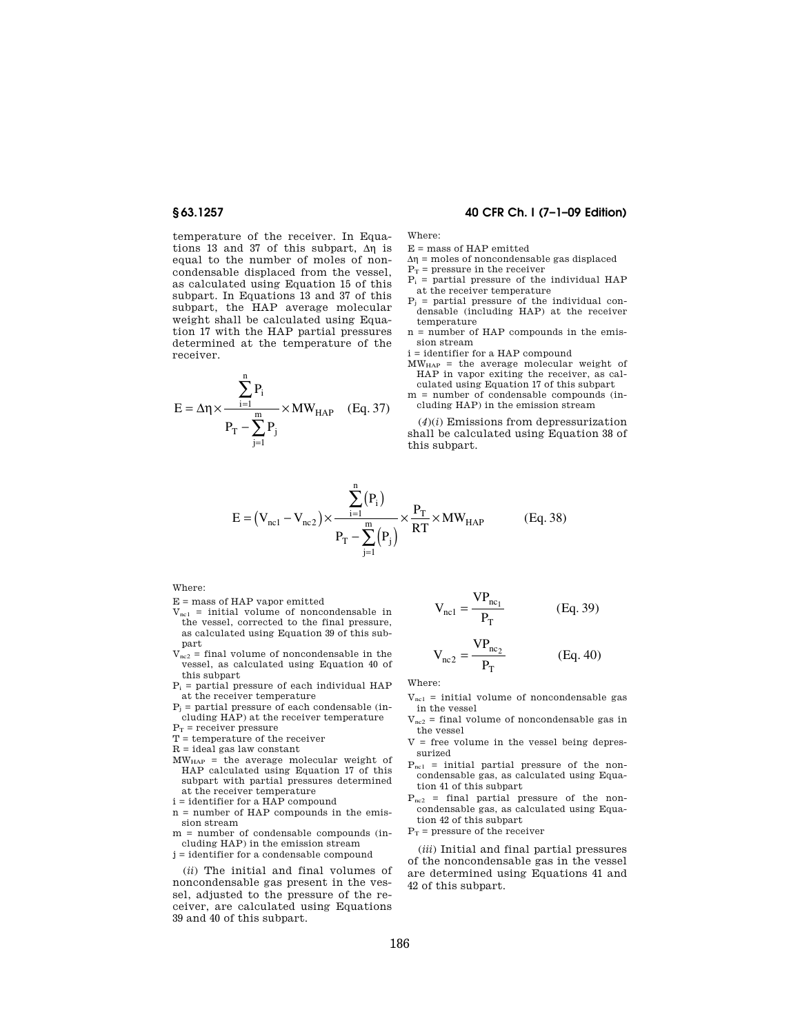temperature of the receiver. In Equations 13 and 37 of this subpart, $\Delta\eta$ is equal to the number of moles of noncondensable displaced from the vessel, as calculated using Equation 15 of this subpart. In Equations 13 and 37 of this subpart, the HAP average molecular weight shall be calculated using Equation 17 with the HAP partial pressures determined at the temperature of the receiver.

$$E = \Delta\eta \times \frac{\sum_{i=1}^{n} P_i}{P_T - \sum_{j=1}^{m} P_j} \times MW_{HAP} \quad \text{(Eq. 37)}$$

Where:

$E$ = mass of HAP emitted
$\Delta\eta$ = moles of noncondensable gas displaced
$P_T$ = pressure in the receiver
$P_i$ = partial pressure of the individual HAP at the receiver temperature
$P_j$ = partial pressure of the individual condensable (including HAP) at the receiver temperature
n = number of HAP compounds in the emission stream
i = identifier for a HAP compound
$MW_{HAP}$ = the average molecular weight of HAP in vapor exiting the receiver, as calculated using Equation 17 of this subpart
m = number of condensable compounds (including HAP) in the emission stream

(*4*)(*i*) Emissions from depressurization shall be calculated using Equation 38 of this subpart.

$$E = \left(V_{nc1} - V_{nc2}\right) \times \frac{\sum_{i=1}^{n}\left(P_i\right)}{P_T - \sum_{j=1}^{m}\left(P_j\right)} \times \frac{P_T}{RT} \times MW_{HAP} \quad \text{(Eq. 38)}$$

Where:

$E$ = mass of HAP vapor emitted
$V_{nc1}$ = initial volume of noncondensable in the vessel, corrected to the final pressure, as calculated using Equation 39 of this subpart
$V_{nc2}$ = final volume of noncondensable in the vessel, as calculated using Equation 40 of this subpart
$P_i$ = partial pressure of each individual HAP at the receiver temperature
$P_j$ = partial pressure of each condensable (including HAP) at the receiver temperature
$P_T$ = receiver pressure
T = temperature of the receiver
R = ideal gas law constant
$MW_{HAP}$ = the average molecular weight of HAP calculated using Equation 17 of this subpart with partial pressures determined at the receiver temperature
i = identifier for a HAP compound
n = number of HAP compounds in the emission stream
m = number of condensable compounds (including HAP) in the emission stream
j = identifier for a condensable compound

(*ii*) The initial and final volumes of noncondensable gas present in the vessel, adjusted to the pressure of the receiver, are calculated using Equations 39 and 40 of this subpart.

$$V_{nc1} = \frac{VP_{nc_1}}{P_T} \quad \text{(Eq. 39)}$$

$$V_{nc2} = \frac{VP_{nc_2}}{P_T} \quad \text{(Eq. 40)}$$

Where:

$V_{nc1}$ = initial volume of noncondensable gas in the vessel
$V_{nc2}$ = final volume of noncondensable gas in the vessel
V = free volume in the vessel being depressurized
$P_{nc1}$ = initial partial pressure of the noncondensable gas, as calculated using Equation 41 of this subpart
$P_{nc2}$ = final partial pressure of the noncondensable gas, as calculated using Equation 42 of this subpart
$P_T$ = pressure of the receiver

(*iii*) Initial and final partial pressures of the noncondensable gas in the vessel are determined using Equations 41 and 42 of this subpart.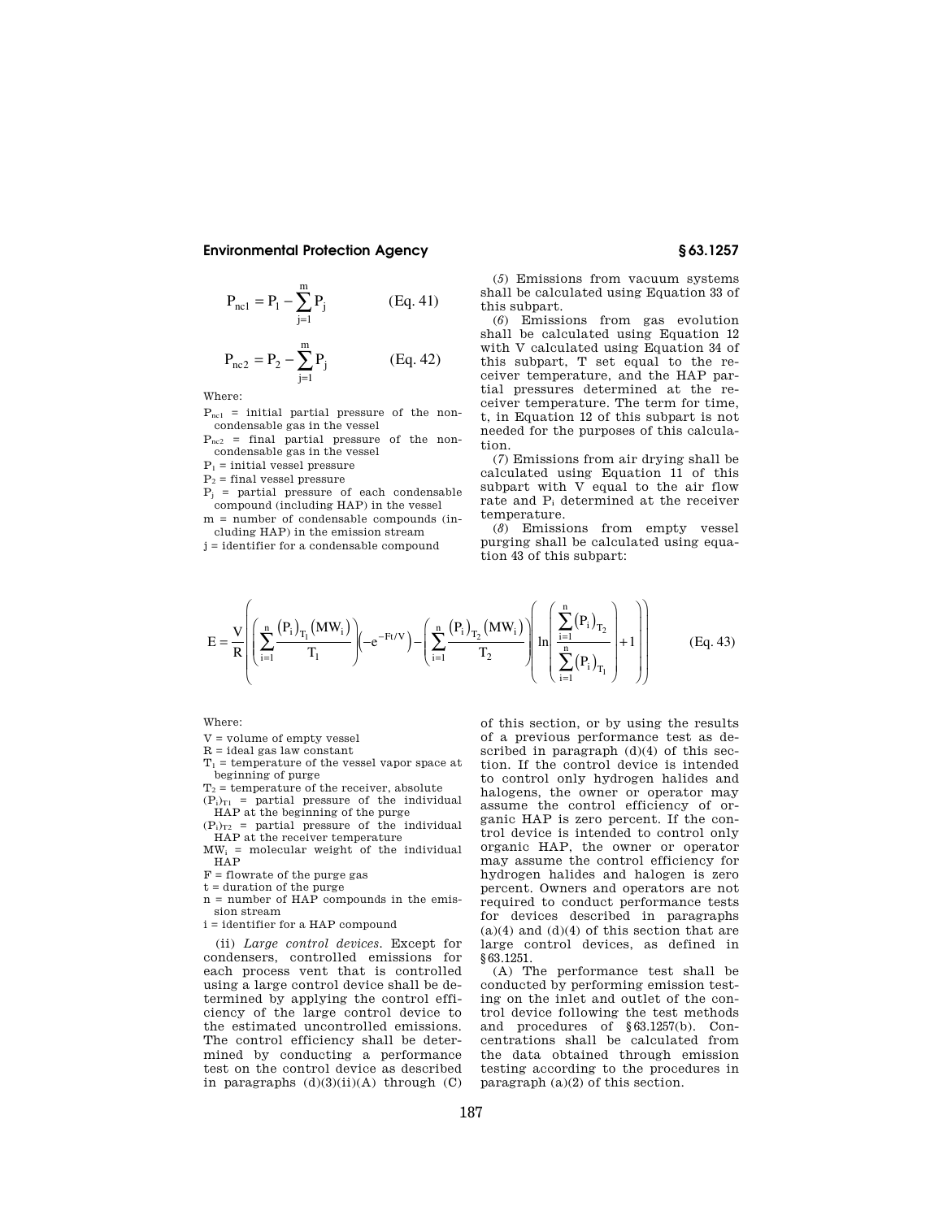$$P_{nc1} = P_1 - \sum_{j=1}^{m} P_j \qquad \text{(Eq. 41)}$$

$$P_{nc2} = P_2 - \sum_{j=1}^{m} P_j \qquad \text{(Eq. 42)}$$

Where:

$P_{nc1}$ = initial partial pressure of the noncondensable gas in the vessel

$P_{nc2}$ = final partial pressure of the noncondensable gas in the vessel

$P_1$ = initial vessel pressure

$P_2$ = final vessel pressure

$P_j$ = partial pressure of each condensable compound (including HAP) in the vessel

m = number of condensable compounds (including HAP) in the emission stream

j = identifier for a condensable compound

(*5*) Emissions from vacuum systems shall be calculated using Equation 33 of this subpart.

(*6*) Emissions from gas evolution shall be calculated using Equation 12 with V calculated using Equation 34 of this subpart, T set equal to the receiver temperature, and the HAP partial pressures determined at the receiver temperature. The term for time, t, in Equation 12 of this subpart is not needed for the purposes of this calculation.

(*7*) Emissions from air drying shall be calculated using Equation 11 of this subpart with V equal to the air flow rate and $P_i$ determined at the receiver temperature.

(*8*) Emissions from empty vessel purging shall be calculated using equation 43 of this subpart:

$$E = \frac{V}{R}\left(\left(\sum_{i=1}^{n}\frac{(P_i)_{T_1}(MW_i)}{T_1}\right)\left(-e^{-Ft/V}\right) - \left(\sum_{i=1}^{n}\frac{(P_i)_{T_2}(MW_i)}{T_2}\right)\left(\ln\left(\frac{\sum_{i=1}^{n}(P_i)_{T_2}}{\sum_{i=1}^{n}(P_i)_{T_1}}\right)+1\right)\right) \qquad \text{(Eq. 43)}$$

Where:

V = volume of empty vessel

R = ideal gas law constant

$T_1$ = temperature of the vessel vapor space at beginning of purge

$T_2$ = temperature of the receiver, absolute

$(P_i)_{T1}$ = partial pressure of the individual HAP at the beginning of the purge

$(P_i)_{T2}$ = partial pressure of the individual HAP at the receiver temperature

$MW_i$ = molecular weight of the individual HAP

F = flowrate of the purge gas

t = duration of the purge

n = number of HAP compounds in the emission stream

i = identifier for a HAP compound

(ii) *Large control devices.* Except for condensers, controlled emissions for each process vent that is controlled using a large control device shall be determined by applying the control efficiency of the large control device to the estimated uncontrolled emissions. The control efficiency shall be determined by conducting a performance test on the control device as described in paragraphs (d)(3)(ii)(A) through (C) of this section, or by using the results of a previous performance test as described in paragraph (d)(4) of this section. If the control device is intended to control only hydrogen halides and halogens, the owner or operator may assume the control efficiency of organic HAP is zero percent. If the control device is intended to control only organic HAP, the owner or operator may assume the control efficiency for hydrogen halides and halogen is zero percent. Owners and operators are not required to conduct performance tests for devices described in paragraphs (a)(4) and (d)(4) of this section that are large control devices, as defined in §63.1251.

(A) The performance test shall be conducted by performing emission testing on the inlet and outlet of the control device following the test methods and procedures of §63.1257(b). Concentrations shall be calculated from the data obtained through emission testing according to the procedures in paragraph (a)(2) of this section.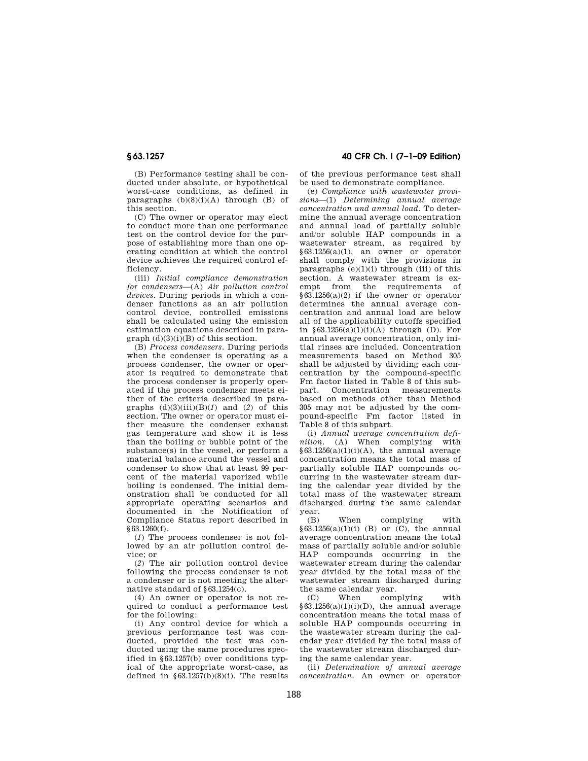(B) Performance testing shall be conducted under absolute, or hypothetical worst-case conditions, as defined in paragraphs (b)(8)(i)(A) through (B) of this section.

(C) The owner or operator may elect to conduct more than one performance test on the control device for the purpose of establishing more than one operating condition at which the control device achieves the required control efficiency.

(iii) *Initial compliance demonstration for condensers*—(A) *Air pollution control devices.* During periods in which a condenser functions as an air pollution control device, controlled emissions shall be calculated using the emission estimation equations described in paragraph (d)(3)(i)(B) of this section.

(B) *Process condensers.* During periods when the condenser is operating as a process condenser, the owner or operator is required to demonstrate that the process condenser is properly operated if the process condenser meets either of the criteria described in paragraphs (d)(3)(iii)(B)(*1*) and (*2*) of this section. The owner or operator must either measure the condenser exhaust gas temperature and show it is less than the boiling or bubble point of the substance(s) in the vessel, or perform a material balance around the vessel and condenser to show that at least 99 percent of the material vaporized while boiling is condensed. The initial demonstration shall be conducted for all appropriate operating scenarios and documented in the Notification of Compliance Status report described in §63.1260(f).

(*1*) The process condenser is not followed by an air pollution control device; or

(*2*) The air pollution control device following the process condenser is not a condenser or is not meeting the alternative standard of §63.1254(c).

(4) An owner or operator is not required to conduct a performance test for the following:

(i) Any control device for which a previous performance test was conducted, provided the test was conducted using the same procedures specified in §63.1257(b) over conditions typical of the appropriate worst-case, as defined in §63.1257(b)(8)(i). The results of the previous performance test shall be used to demonstrate compliance.

(e) *Compliance with wastewater provisions*—(1) *Determining annual average concentration and annual load.* To determine the annual average concentration and annual load of partially soluble and/or soluble HAP compounds in a wastewater stream, as required by §63.1256(a)(1), an owner or operator shall comply with the provisions in paragraphs (e)(1)(i) through (iii) of this section. A wastewater stream is exempt from the requirements of §63.1256(a)(2) if the owner or operator determines the annual average concentration and annual load are below all of the applicability cutoffs specified in §63.1256(a)(1)(i)(A) through (D). For annual average concentration, only initial rinses are included. Concentration measurements based on Method 305 shall be adjusted by dividing each concentration by the compound-specific Fm factor listed in Table 8 of this subpart. Concentration measurements based on methods other than Method 305 may not be adjusted by the compound-specific Fm factor listed in Table 8 of this subpart.

(i) *Annual average concentration definition.* (A) When complying with §63.1256(a)(1)(i)(A), the annual average concentration means the total mass of partially soluble HAP compounds occurring in the wastewater stream during the calendar year divided by the total mass of the wastewater stream discharged during the same calendar year.

(B) When complying with §63.1256(a)(1)(i) (B) or (C), the annual average concentration means the total mass of partially soluble and/or soluble HAP compounds occurring in the wastewater stream during the calendar year divided by the total mass of the wastewater stream discharged during the same calendar year.

(C) When complying with §63.1256(a)(1)(i)(D), the annual average concentration means the total mass of soluble HAP compounds occurring in the wastewater stream during the calendar year divided by the total mass of the wastewater stream discharged during the same calendar year.

(ii) *Determination of annual average concentration.* An owner or operator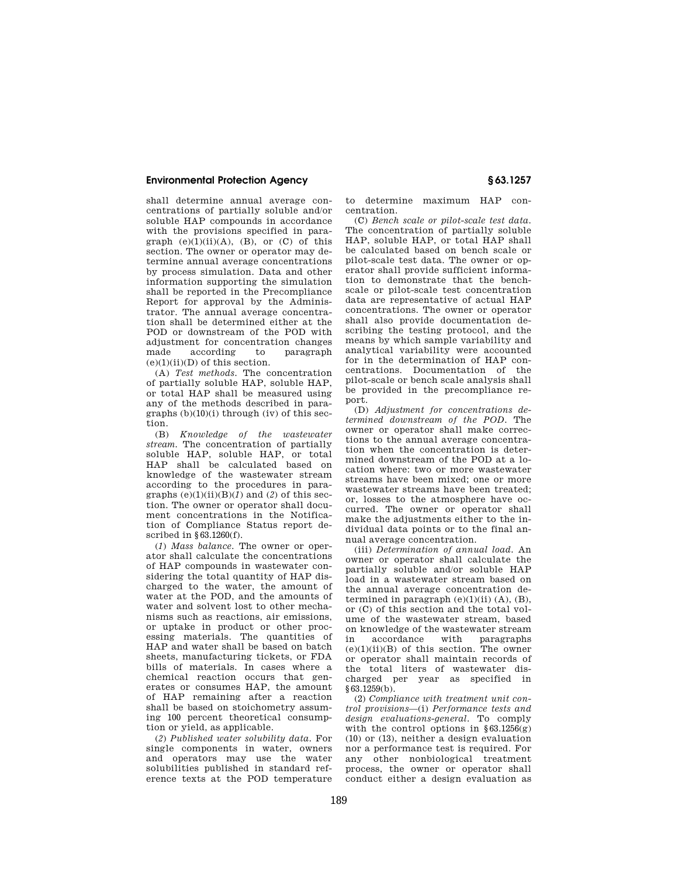shall determine annual average concentrations of partially soluble and/or soluble HAP compounds in accordance with the provisions specified in paragraph (e)(1)(ii)(A), (B), or (C) of this section. The owner or operator may determine annual average concentrations by process simulation. Data and other information supporting the simulation shall be reported in the Precompliance Report for approval by the Administrator. The annual average concentration shall be determined either at the POD or downstream of the POD with adjustment for concentration changes made according to paragraph (e)(1)(ii)(D) of this section.

(A) *Test methods.* The concentration of partially soluble HAP, soluble HAP, or total HAP shall be measured using any of the methods described in paragraphs (b)(10)(i) through (iv) of this section.

(B) *Knowledge of the wastewater stream.* The concentration of partially soluble HAP, soluble HAP, or total HAP shall be calculated based on knowledge of the wastewater stream according to the procedures in paragraphs (e)(1)(ii)(B)(*1*) and (*2*) of this section. The owner or operator shall document concentrations in the Notification of Compliance Status report described in §63.1260(f).

(*1*) *Mass balance.* The owner or operator shall calculate the concentrations of HAP compounds in wastewater considering the total quantity of HAP discharged to the water, the amount of water at the POD, and the amounts of water and solvent lost to other mechanisms such as reactions, air emissions, or uptake in product or other processing materials. The quantities of HAP and water shall be based on batch sheets, manufacturing tickets, or FDA bills of materials. In cases where a chemical reaction occurs that generates or consumes HAP, the amount of HAP remaining after a reaction shall be based on stoichometry assuming 100 percent theoretical consumption or yield, as applicable.

(*2*) *Published water solubility data.* For single components in water, owners and operators may use the water solubilities published in standard reference texts at the POD temperature to determine maximum HAP concentration.

(C) *Bench scale or pilot-scale test data.* The concentration of partially soluble HAP, soluble HAP, or total HAP shall be calculated based on bench scale or pilot-scale test data. The owner or operator shall provide sufficient information to demonstrate that the bench-scale or pilot-scale test concentration data are representative of actual HAP concentrations. The owner or operator shall also provide documentation describing the testing protocol, and the means by which sample variability and analytical variability were accounted for in the determination of HAP concentrations. Documentation of the pilot-scale or bench scale analysis shall be provided in the precompliance report.

(D) *Adjustment for concentrations determined downstream of the POD.* The owner or operator shall make corrections to the annual average concentration when the concentration is determined downstream of the POD at a location where: two or more wastewater streams have been mixed; one or more wastewater streams have been treated; or, losses to the atmosphere have occurred. The owner or operator shall make the adjustments either to the individual data points or to the final annual average concentration.

(iii) *Determination of annual load.* An owner or operator shall calculate the partially soluble and/or soluble HAP load in a wastewater stream based on the annual average concentration determined in paragraph (e)(1)(ii) (A), (B), or (C) of this section and the total volume of the wastewater stream, based on knowledge of the wastewater stream in accordance with paragraphs (e)(1)(ii)(B) of this section. The owner or operator shall maintain records of the total liters of wastewater discharged per year as specified in §63.1259(b).

(2) *Compliance with treatment unit control provisions*—(i) *Performance tests and design evaluations-general.* To comply with the control options in §63.1256(g) (10) or (13), neither a design evaluation nor a performance test is required. For any other nonbiological treatment process, the owner or operator shall conduct either a design evaluation as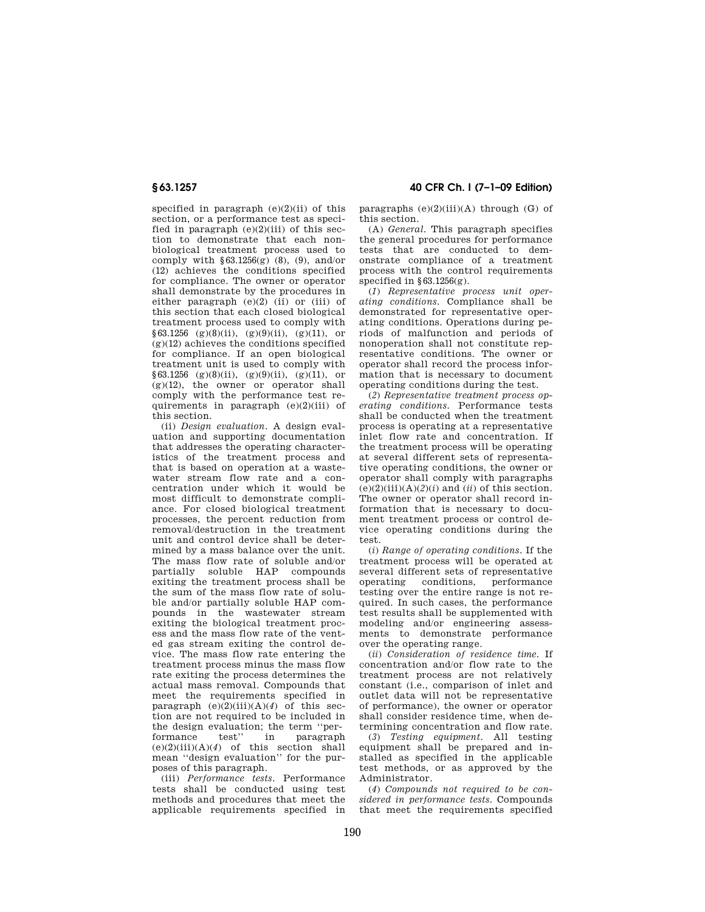specified in paragraph (e)(2)(ii) of this section, or a performance test as specified in paragraph (e)(2)(iii) of this section to demonstrate that each nonbiological treatment process used to comply with §63.1256(g) (8), (9), and/or (12) achieves the conditions specified for compliance. The owner or operator shall demonstrate by the procedures in either paragraph (e)(2) (ii) or (iii) of this section that each closed biological treatment process used to comply with §63.1256 (g)(8)(ii), (g)(9)(ii), (g)(11), or (g)(12) achieves the conditions specified for compliance. If an open biological treatment unit is used to comply with §63.1256 (g)(8)(ii), (g)(9)(ii), (g)(11), or (g)(12), the owner or operator shall comply with the performance test requirements in paragraph (e)(2)(iii) of this section.

(ii) *Design evaluation.* A design evaluation and supporting documentation that addresses the operating characteristics of the treatment process and that is based on operation at a wastewater stream flow rate and a concentration under which it would be most difficult to demonstrate compliance. For closed biological treatment processes, the percent reduction from removal/destruction in the treatment unit and control device shall be determined by a mass balance over the unit. The mass flow rate of soluble and/or partially soluble HAP compounds exiting the treatment process shall be the sum of the mass flow rate of soluble and/or partially soluble HAP compounds in the wastewater stream exiting the biological treatment process and the mass flow rate of the vented gas stream exiting the control device. The mass flow rate entering the treatment process minus the mass flow rate exiting the process determines the actual mass removal. Compounds that meet the requirements specified in paragraph (e)(2)(iii)(A)(*4*) of this section are not required to be included in the design evaluation; the term ''performance test'' in paragraph (e)(2)(iii)(A)(*4*) of this section shall mean ''design evaluation'' for the purposes of this paragraph.

(iii) *Performance tests.* Performance tests shall be conducted using test methods and procedures that meet the applicable requirements specified in paragraphs (e)(2)(iii)(A) through (G) of this section.

(A) *General.* This paragraph specifies the general procedures for performance tests that are conducted to demonstrate compliance of a treatment process with the control requirements specified in §63.1256(g).

(*1*) *Representative process unit operating conditions.* Compliance shall be demonstrated for representative operating conditions. Operations during periods of malfunction and periods of nonoperation shall not constitute representative conditions. The owner or operator shall record the process information that is necessary to document operating conditions during the test.

(*2*) *Representative treatment process operating conditions.* Performance tests shall be conducted when the treatment process is operating at a representative inlet flow rate and concentration. If the treatment process will be operating at several different sets of representative operating conditions, the owner or operator shall comply with paragraphs (e)(2)(iii)(A)(*2*)(*i*) and (*ii*) of this section. The owner or operator shall record information that is necessary to document treatment process or control device operating conditions during the test.

(*i*) *Range of operating conditions.* If the treatment process will be operated at several different sets of representative operating conditions, performance testing over the entire range is not required. In such cases, the performance test results shall be supplemented with modeling and/or engineering assessments to demonstrate performance over the operating range.

(*ii*) *Consideration of residence time.* If concentration and/or flow rate to the treatment process are not relatively constant (i.e., comparison of inlet and outlet data will not be representative of performance), the owner or operator shall consider residence time, when determining concentration and flow rate.

(*3*) *Testing equipment.* All testing equipment shall be prepared and installed as specified in the applicable test methods, or as approved by the Administrator.

(*4*) *Compounds not required to be considered in performance tests.* Compounds that meet the requirements specified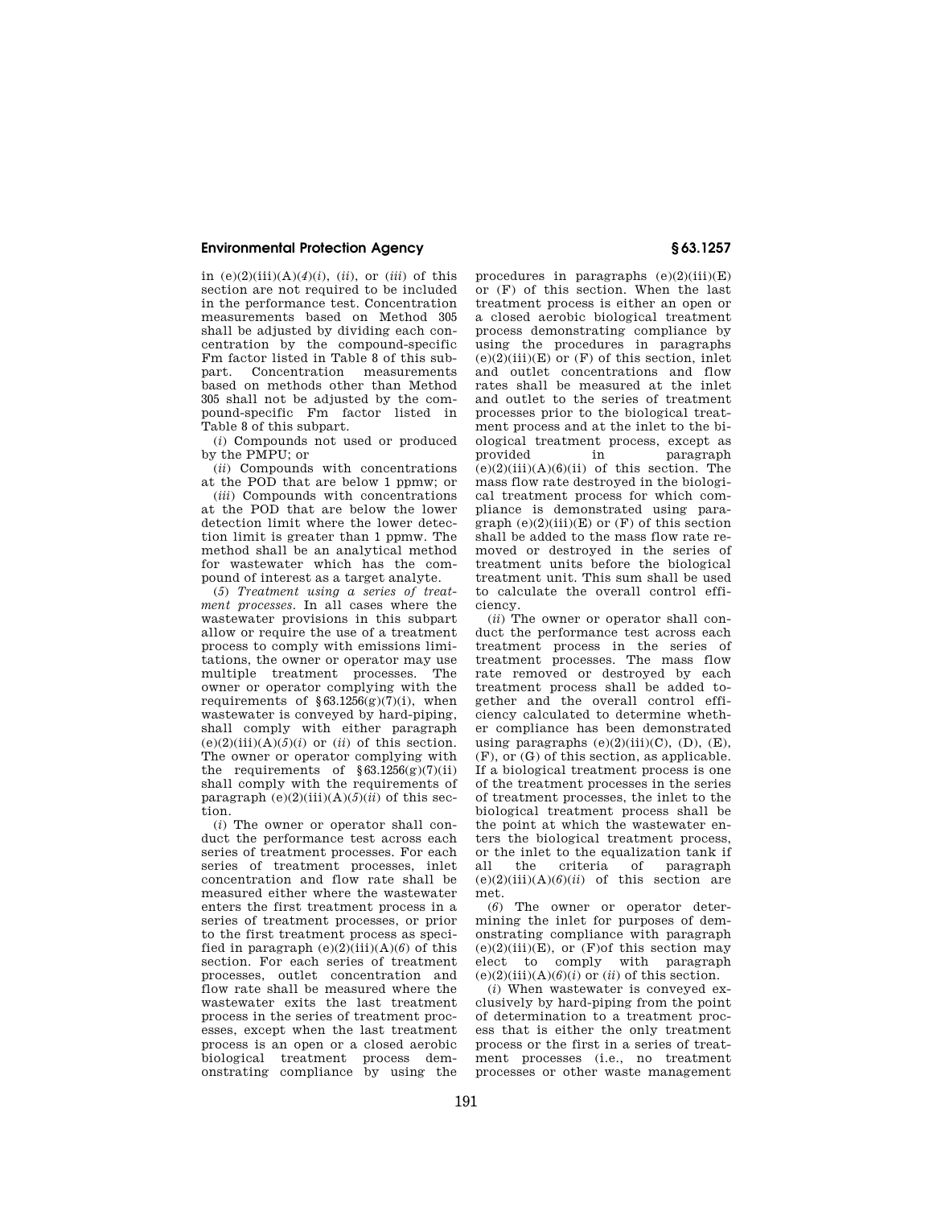in (e)(2)(iii)(A)(*4*)(*i*), (*ii*), or (*iii*) of this section are not required to be included in the performance test. Concentration measurements based on Method 305 shall be adjusted by dividing each concentration by the compound-specific Fm factor listed in Table 8 of this subpart. Concentration measurements based on methods other than Method 305 shall not be adjusted by the compound-specific Fm factor listed in Table 8 of this subpart.

(*i*) Compounds not used or produced by the PMPU; or

(*ii*) Compounds with concentrations at the POD that are below 1 ppmw; or

(*iii*) Compounds with concentrations at the POD that are below the lower detection limit where the lower detection limit is greater than 1 ppmw. The method shall be an analytical method for wastewater which has the compound of interest as a target analyte.

(*5*) *Treatment using a series of treatment processes.* In all cases where the wastewater provisions in this subpart allow or require the use of a treatment process to comply with emissions limitations, the owner or operator may use multiple treatment processes. The owner or operator complying with the requirements of §63.1256(g)(7)(i), when wastewater is conveyed by hard-piping, shall comply with either paragraph (e)(2)(iii)(A)(*5*)(*i*) or (*ii*) of this section. The owner or operator complying with the requirements of §63.1256(g)(7)(ii) shall comply with the requirements of paragraph (e)(2)(iii)(A)(*5*)(*ii*) of this section.

(*i*) The owner or operator shall conduct the performance test across each series of treatment processes. For each series of treatment processes, inlet concentration and flow rate shall be measured either where the wastewater enters the first treatment process in a series of treatment processes, or prior to the first treatment process as specified in paragraph (e)(2)(iii)(A)(*6*) of this section. For each series of treatment processes, outlet concentration and flow rate shall be measured where the wastewater exits the last treatment process in the series of treatment processes, except when the last treatment process is an open or a closed aerobic biological treatment process demonstrating compliance by using the procedures in paragraphs (e)(2)(iii)(E) or (F) of this section. When the last treatment process is either an open or a closed aerobic biological treatment process demonstrating compliance by using the procedures in paragraphs (e)(2)(iii)(E) or (F) of this section, inlet and outlet concentrations and flow rates shall be measured at the inlet and outlet to the series of treatment processes prior to the biological treatment process and at the inlet to the biological treatment process, except as provided in paragraph (e)(2)(iii)(A)(6)(ii) of this section. The mass flow rate destroyed in the biological treatment process for which compliance is demonstrated using paragraph (e)(2)(iii)(E) or (F) of this section shall be added to the mass flow rate removed or destroyed in the series of treatment units before the biological treatment unit. This sum shall be used to calculate the overall control efficiency.

(*ii*) The owner or operator shall conduct the performance test across each treatment process in the series of treatment processes. The mass flow rate removed or destroyed by each treatment process shall be added together and the overall control efficiency calculated to determine whether compliance has been demonstrated using paragraphs (e)(2)(iii)(C), (D), (E), (F), or (G) of this section, as applicable. If a biological treatment process is one of the treatment processes in the series of treatment processes, the inlet to the biological treatment process shall be the point at which the wastewater enters the biological treatment process, or the inlet to the equalization tank if all the criteria of paragraph (e)(2)(iii)(A)(*6*)(*ii*) of this section are met.

(*6*) The owner or operator determining the inlet for purposes of demonstrating compliance with paragraph (e)(2)(iii)(E), or (F)of this section may elect to comply with paragraph (e)(2)(iii)(A)(*6*)(*i*) or (*ii*) of this section.

(*i*) When wastewater is conveyed exclusively by hard-piping from the point of determination to a treatment process that is either the only treatment process or the first in a series of treatment processes (i.e., no treatment processes or other waste management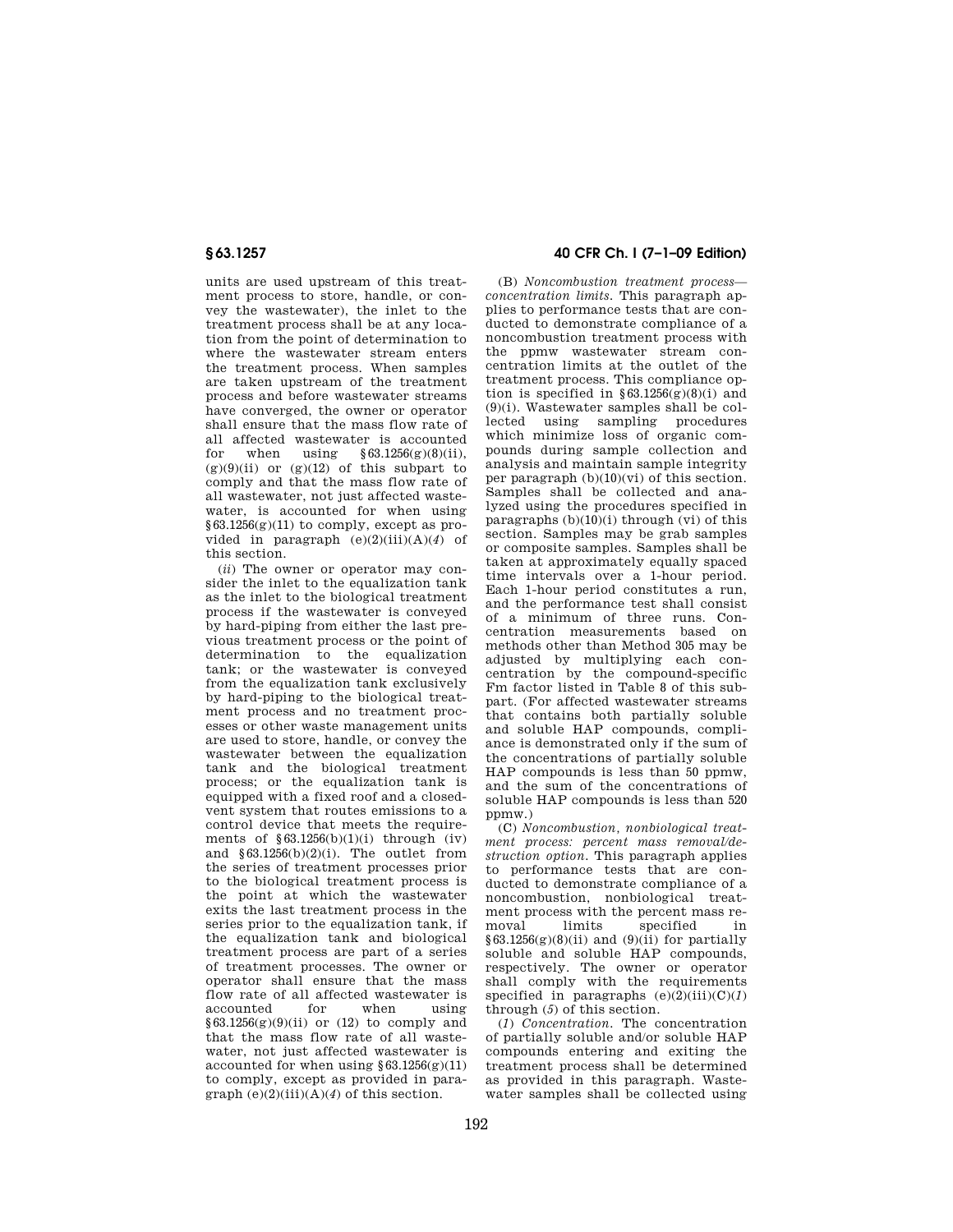units are used upstream of this treatment process to store, handle, or convey the wastewater), the inlet to the treatment process shall be at any location from the point of determination to where the wastewater stream enters the treatment process. When samples are taken upstream of the treatment process and before wastewater streams have converged, the owner or operator shall ensure that the mass flow rate of all affected wastewater is accounted for when using §63.1256(g)(8)(ii), (g)(9)(ii) or (g)(12) of this subpart to comply and that the mass flow rate of all wastewater, not just affected wastewater, is accounted for when using §63.1256(g)(11) to comply, except as provided in paragraph (e)(2)(iii)(A)(*4*) of this section.

(*ii*) The owner or operator may consider the inlet to the equalization tank as the inlet to the biological treatment process if the wastewater is conveyed by hard-piping from either the last previous treatment process or the point of determination to the equalization tank; or the wastewater is conveyed from the equalization tank exclusively by hard-piping to the biological treatment process and no treatment processes or other waste management units are used to store, handle, or convey the wastewater between the equalization tank and the biological treatment process; or the equalization tank is equipped with a fixed roof and a closed-vent system that routes emissions to a control device that meets the requirements of §63.1256(b)(1)(i) through (iv) and §63.1256(b)(2)(i). The outlet from the series of treatment processes prior to the biological treatment process is the point at which the wastewater exits the last treatment process in the series prior to the equalization tank, if the equalization tank and biological treatment process are part of a series of treatment processes. The owner or operator shall ensure that the mass flow rate of all affected wastewater is accounted for when using §63.1256(g)(9)(ii) or (12) to comply and that the mass flow rate of all wastewater, not just affected wastewater, is accounted for when using §63.1256(g)(11) to comply, except as provided in paragraph (e)(2)(iii)(A)(*4*) of this section.

(B) *Noncombustion treatment process—concentration limits.* This paragraph applies to performance tests that are conducted to demonstrate compliance of a noncombustion treatment process with the ppmw wastewater stream concentration limits at the outlet of the treatment process. This compliance option is specified in §63.1256(g)(8)(i) and (9)(i). Wastewater samples shall be collected using sampling procedures which minimize loss of organic compounds during sample collection and analysis and maintain sample integrity per paragraph (b)(10)(vi) of this section. Samples shall be collected and analyzed using the procedures specified in paragraphs (b)(10)(i) through (vi) of this section. Samples may be grab samples or composite samples. Samples shall be taken at approximately equally spaced time intervals over a 1-hour period. Each 1-hour period constitutes a run, and the performance test shall consist of a minimum of three runs. Concentration measurements based on methods other than Method 305 may be adjusted by multiplying each concentration by the compound-specific Fm factor listed in Table 8 of this subpart. (For affected wastewater streams that contains both partially soluble and soluble HAP compounds, compliance is demonstrated only if the sum of the concentrations of partially soluble HAP compounds is less than 50 ppmw, and the sum of the concentrations of soluble HAP compounds is less than 520 ppmw.)

(C) *Noncombustion, nonbiological treatment process: percent mass removal/destruction option.* This paragraph applies to performance tests that are conducted to demonstrate compliance of a noncombustion, nonbiological treatment process with the percent mass removal limits specified in §63.1256(g)(8)(ii) and (9)(ii) for partially soluble and soluble HAP compounds, respectively. The owner or operator shall comply with the requirements specified in paragraphs (e)(2)(iii)(C)(*1*) through (*5*) of this section.

(*1*) *Concentration.* The concentration of partially soluble and/or soluble HAP compounds entering and exiting the treatment process shall be determined as provided in this paragraph. Wastewater samples shall be collected using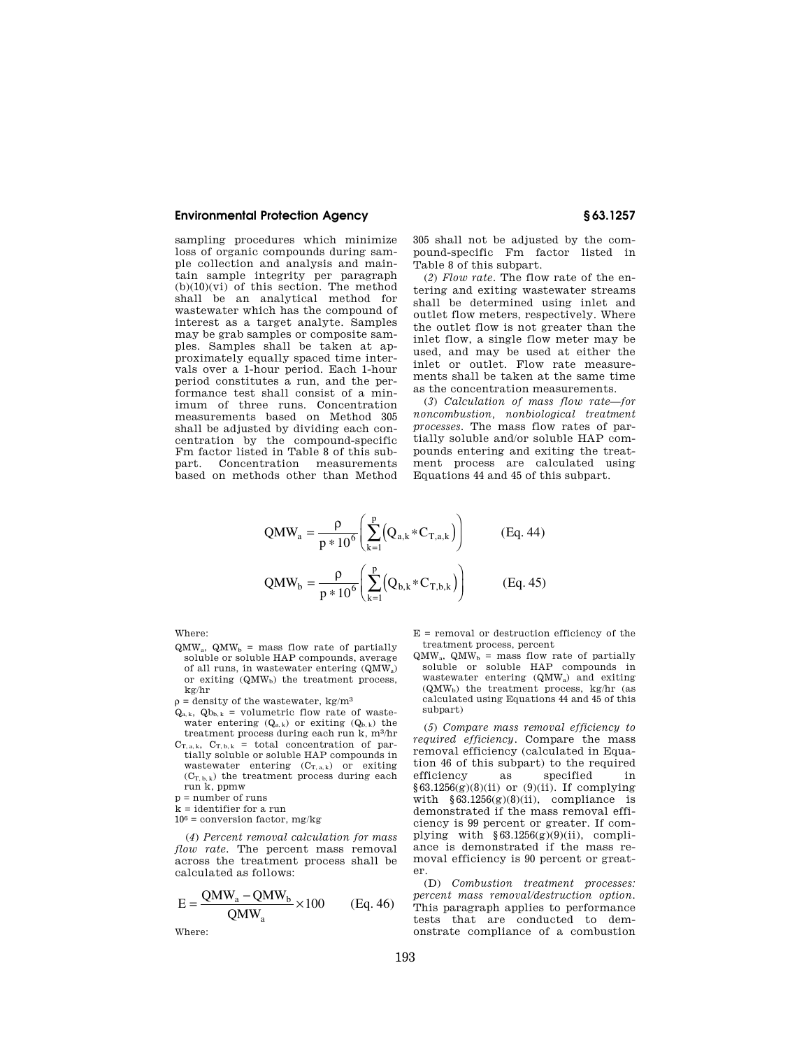sampling procedures which minimize loss of organic compounds during sample collection and analysis and maintain sample integrity per paragraph (b)(10)(vi) of this section. The method shall be an analytical method for wastewater which has the compound of interest as a target analyte. Samples may be grab samples or composite samples. Samples shall be taken at approximately equally spaced time intervals over a 1-hour period. Each 1-hour period constitutes a run, and the performance test shall consist of a minimum of three runs. Concentration measurements based on Method 305 shall be adjusted by dividing each concentration by the compound-specific Fm factor listed in Table 8 of this subpart. Concentration measurements based on methods other than Method 305 shall not be adjusted by the compound-specific Fm factor listed in Table 8 of this subpart.

(*2*) *Flow rate.* The flow rate of the entering and exiting wastewater streams shall be determined using inlet and outlet flow meters, respectively. Where the outlet flow is not greater than the inlet flow, a single flow meter may be used, and may be used at either the inlet or outlet. Flow rate measurements shall be taken at the same time as the concentration measurements.

(*3*) *Calculation of mass flow rate—for noncombustion, nonbiological treatment processes.* The mass flow rates of partially soluble and/or soluble HAP compounds entering and exiting the treatment process are calculated using Equations 44 and 45 of this subpart.

$$QMW_a = \frac{\rho}{p * 10^6}\left(\sum_{k=1}^{p}\left(Q_{a,k} * C_{T,a,k}\right)\right) \qquad \text{(Eq. 44)}$$

$$QMW_b = \frac{\rho}{p * 10^6}\left(\sum_{k=1}^{p}\left(Q_{b,k} * C_{T,b,k}\right)\right) \qquad \text{(Eq. 45)}$$

Where:

$QMW_a$, $QMW_b$ = mass flow rate of partially soluble or soluble HAP compounds, average of all runs, in wastewater entering ($QMW_a$) or exiting ($QMW_b$) the treatment process, kg/hr

$\rho$ = density of the wastewater, kg/m³

$Q_{a,k}$, $Qb_{b,k}$ = volumetric flow rate of wastewater entering ($Q_{a,k}$) or exiting ($Q_{b,k}$) the treatment process during each run k, m³/hr

$C_{T,a,k}$, $C_{T,b,k}$ = total concentration of partially soluble or soluble HAP compounds in wastewater entering ($C_{T,a,k}$) or exiting ($C_{T,b,k}$) the treatment process during each run k, ppmw

p = number of runs

k = identifier for a run

$10^6$ = conversion factor, mg/kg

(*4*) *Percent removal calculation for mass flow rate.* The percent mass removal across the treatment process shall be calculated as follows:

$$E = \frac{QMW_a - QMW_b}{QMW_a} \times 100 \qquad \text{(Eq. 46)}$$

Where:

E = removal or destruction efficiency of the treatment process, percent

$QMW_a$, $QMW_b$ = mass flow rate of partially soluble or soluble HAP compounds in wastewater entering ($QMW_a$) and exiting ($QMW_b$) the treatment process, kg/hr (as calculated using Equations 44 and 45 of this subpart)

(*5*) *Compare mass removal efficiency to required efficiency.* Compare the mass removal efficiency (calculated in Equation 46 of this subpart) to the required efficiency as specified in §63.1256(g)(8)(ii) or (9)(ii). If complying with §63.1256(g)(8)(ii), compliance is demonstrated if the mass removal efficiency is 99 percent or greater. If complying with §63.1256(g)(9)(ii), compliance is demonstrated if the mass removal efficiency is 90 percent or greater.

(D) *Combustion treatment processes: percent mass removal/destruction option.* This paragraph applies to performance tests that are conducted to demonstrate compliance of a combustion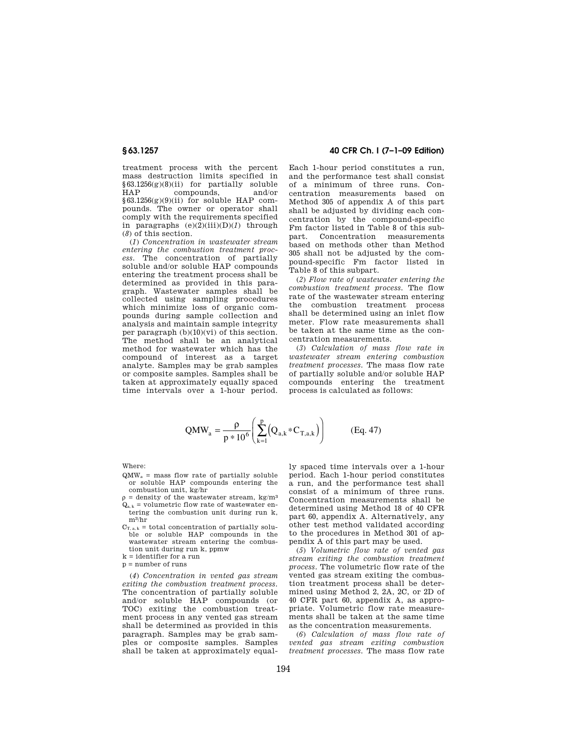treatment process with the percent mass destruction limits specified in §63.1256(g)(8)(ii) for partially soluble HAP compounds, and/or §63.1256(g)(9)(ii) for soluble HAP compounds. The owner or operator shall comply with the requirements specified in paragraphs (e)(2)(iii)(D)(*1*) through (*8*) of this section.

(*1*) *Concentration in wastewater stream entering the combustion treatment process.* The concentration of partially soluble and/or soluble HAP compounds entering the treatment process shall be determined as provided in this paragraph. Wastewater samples shall be collected using sampling procedures which minimize loss of organic compounds during sample collection and analysis and maintain sample integrity per paragraph (b)(10)(vi) of this section. The method shall be an analytical method for wastewater which has the compound of interest as a target analyte. Samples may be grab samples or composite samples. Samples shall be taken at approximately equally spaced time intervals over a 1-hour period. Each 1-hour period constitutes a run, and the performance test shall consist of a minimum of three runs. Concentration measurements based on Method 305 of appendix A of this part shall be adjusted by dividing each concentration by the compound-specific Fm factor listed in Table 8 of this subpart. Concentration measurements based on methods other than Method 305 shall not be adjusted by the compound-specific Fm factor listed in Table 8 of this subpart.

(*2*) *Flow rate of wastewater entering the combustion treatment process.* The flow rate of the wastewater stream entering the combustion treatment process shall be determined using an inlet flow meter. Flow rate measurements shall be taken at the same time as the concentration measurements.

(*3*) *Calculation of mass flow rate in wastewater stream entering combustion treatment processes.* The mass flow rate of partially soluble and/or soluble HAP compounds entering the treatment process is calculated as follows:

$$QMW_a = \frac{\rho}{p * 10^6}\left(\sum_{k=1}^{p}\left(Q_{a,k} * C_{T,a,k}\right)\right) \qquad \text{(Eq. 47)}$$

Where:

$QMW_a$ = mass flow rate of partially soluble or soluble HAP compounds entering the combustion unit, kg/hr

$\rho$ = density of the wastewater stream, kg/m³

$Q_{a,k}$ = volumetric flow rate of wastewater entering the combustion unit during run k, m³/hr

$C_{T,a,k}$ = total concentration of partially soluble or soluble HAP compounds in the wastewater stream entering the combustion unit during run k, ppmw

k = identifier for a run

p = number of runs

(*4*) *Concentration in vented gas stream exiting the combustion treatment process.* The concentration of partially soluble and/or soluble HAP compounds (or TOC) exiting the combustion treatment process in any vented gas stream shall be determined as provided in this paragraph. Samples may be grab samples or composite samples. Samples shall be taken at approximately equally spaced time intervals over a 1-hour period. Each 1-hour period constitutes a run, and the performance test shall consist of a minimum of three runs. Concentration measurements shall be determined using Method 18 of 40 CFR part 60, appendix A. Alternatively, any other test method validated according to the procedures in Method 301 of appendix A of this part may be used.

(*5*) *Volumetric flow rate of vented gas stream exiting the combustion treatment process.* The volumetric flow rate of the vented gas stream exiting the combustion treatment process shall be determined using Method 2, 2A, 2C, or 2D of 40 CFR part 60, appendix A, as appropriate. Volumetric flow rate measurements shall be taken at the same time as the concentration measurements.

(*6*) *Calculation of mass flow rate of vented gas stream exiting combustion treatment processes.* The mass flow rate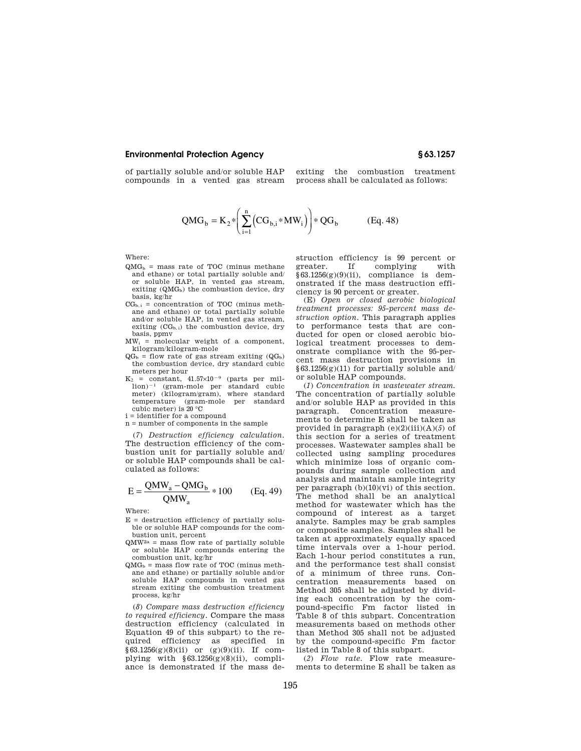of partially soluble and/or soluble HAP compounds in a vented gas stream exiting the combustion treatment process shall be calculated as follows:

$$QMG_b = K_2 * \left( \sum_{i=1}^{n} \left( CG_{b,i} * MW_i \right) \right) * QG_b \qquad \text{(Eq. 48)}$$

Where:

- $QMG_b$ = mass rate of TOC (minus methane and ethane) or total partially soluble and/or soluble HAP, in vented gas stream, exiting ($QMG_b$) the combustion device, dry basis, kg/hr
- $CG_{b,i}$ = concentration of TOC (minus methane and ethane) or total partially soluble and/or soluble HAP, in vented gas stream, exiting ($CG_{b,i}$) the combustion device, dry basis, ppmv
- $MW_i$ = molecular weight of a component, kilogram/kilogram-mole
- $QG_b$ = flow rate of gas stream exiting ($QG_b$) the combustion device, dry standard cubic meters per hour
- $K_2$ = constant, $41.57 \times 10^{-9}$ (parts per million)$^{-1}$ (gram-mole per standard cubic meter) (kilogram/gram), where standard temperature (gram-mole per standard cubic meter) is 20 °C
- i = identifier for a compound
- n = number of components in the sample

(*7*) *Destruction efficiency calculation.* The destruction efficiency of the combustion unit for partially soluble and/or soluble HAP compounds shall be calculated as follows:

$$E = \frac{QMW_a - QMG_b}{QMW_a} * 100 \qquad \text{(Eq. 49)}$$

Where:

- E = destruction efficiency of partially soluble or soluble HAP compounds for the combustion unit, percent
- $QMW^{2a}$ = mass flow rate of partially soluble or soluble HAP compounds entering the combustion unit, kg/hr
- $QMG_b$ = mass flow rate of TOC (minus methane and ethane) or partially soluble and/or soluble HAP compounds in vented gas stream exiting the combustion treatment process, kg/hr

(*8*) *Compare mass destruction efficiency to required efficiency.* Compare the mass destruction efficiency (calculated in Equation 49 of this subpart) to the required efficiency as specified in §63.1256(g)(8)(ii) or (g)(9)(ii). If complying with §63.1256(g)(8)(ii), compliance is demonstrated if the mass destruction efficiency is 99 percent or greater. If complying with §63.1256(g)(9)(ii), compliance is demonstrated if the mass destruction efficiency is 90 percent or greater.

(E) *Open or closed aerobic biological treatment processes: 95-percent mass destruction option.* This paragraph applies to performance tests that are conducted for open or closed aerobic biological treatment processes to demonstrate compliance with the 95-percent mass destruction provisions in §63.1256(g)(11) for partially soluble and/or soluble HAP compounds.

(*1*) *Concentration in wastewater stream.* The concentration of partially soluble and/or soluble HAP as provided in this paragraph. Concentration measurements to determine E shall be taken as provided in paragraph (e)(2)(iii)(A)(*5*) of this section for a series of treatment processes. Wastewater samples shall be collected using sampling procedures which minimize loss of organic compounds during sample collection and analysis and maintain sample integrity per paragraph (b)(10)(vi) of this section. The method shall be an analytical method for wastewater which has the compound of interest as a target analyte. Samples may be grab samples or composite samples. Samples shall be taken at approximately equally spaced time intervals over a 1-hour period. Each 1-hour period constitutes a run, and the performance test shall consist of a minimum of three runs. Concentration measurements based on Method 305 shall be adjusted by dividing each concentration by the compound-specific Fm factor listed in Table 8 of this subpart. Concentration measurements based on methods other than Method 305 shall not be adjusted by the compound-specific Fm factor listed in Table 8 of this subpart.

(*2*) *Flow rate.* Flow rate measurements to determine E shall be taken as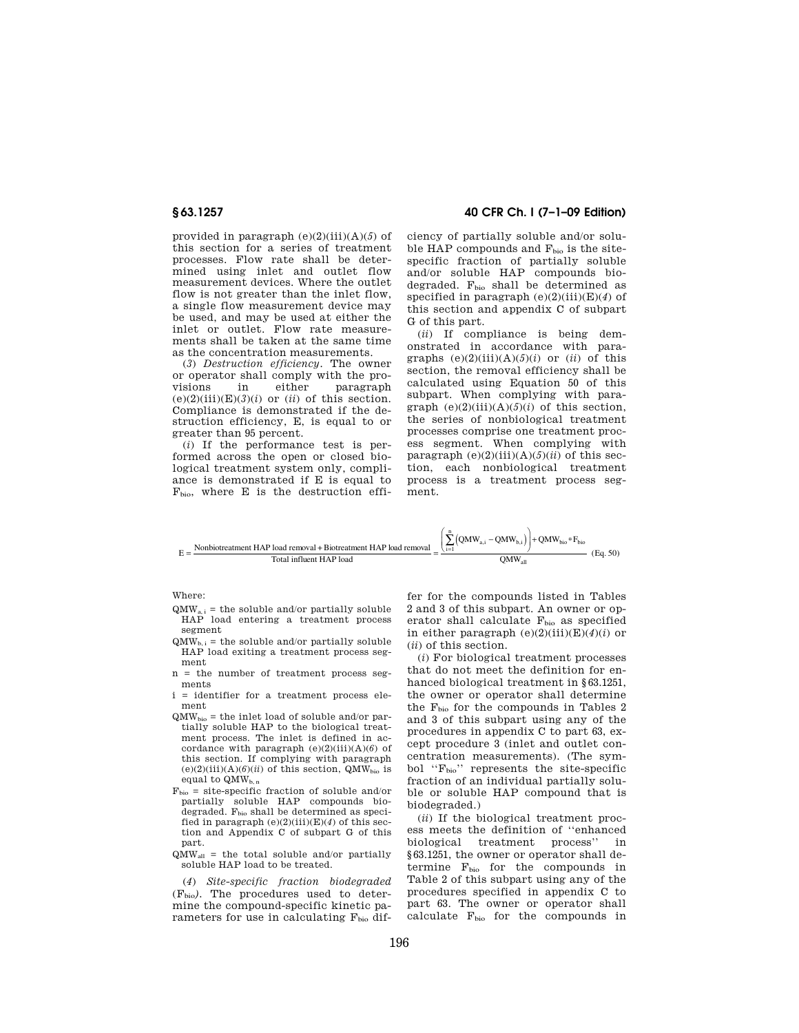provided in paragraph (e)(2)(iii)(A)(*5*) of this section for a series of treatment processes. Flow rate shall be determined using inlet and outlet flow measurement devices. Where the outlet flow is not greater than the inlet flow, a single flow measurement device may be used, and may be used at either the inlet or outlet. Flow rate measurements shall be taken at the same time as the concentration measurements.

(*3*) *Destruction efficiency*. The owner or operator shall comply with the provisions in either paragraph (e)(2)(iii)(E)(*3*)(*i*) or (*ii*) of this section. Compliance is demonstrated if the destruction efficiency, E, is equal to or greater than 95 percent.

(*i*) If the performance test is performed across the open or closed biological treatment system only, compliance is demonstrated if E is equal to $F_{bio}$, where E is the destruction efficiency of partially soluble and/or soluble HAP compounds and $F_{bio}$ is the site-specific fraction of partially soluble and/or soluble HAP compounds biodegraded. $F_{bio}$ shall be determined as specified in paragraph (e)(2)(iii)(E)(*4*) of this section and appendix C of subpart G of this part.

(*ii*) If compliance is being demonstrated in accordance with paragraphs (e)(2)(iii)(A)(*5*)(*i*) or (*ii*) of this section, the removal efficiency shall be calculated using Equation 50 of this subpart. When complying with paragraph (e)(2)(iii)(A)(*5*)(*i*) of this section, the series of nonbiological treatment processes comprise one treatment process segment. When complying with paragraph (e)(2)(iii)(A)(*5*)(*ii*) of this section, each nonbiological treatment process is a treatment process segment.

$$E = \frac{\text{Nonbiotreatment HAP load removal} + \text{Biotreatment HAP load removal}}{\text{Total influent HAP load}} = \frac{\left(\sum_{i=1}^{n}\left(QMW_{a,i} - QMW_{b,i}\right)\right) + QMW_{bio} * F_{bio}}{QMW_{all}} \quad \text{(Eq. 50)}$$

Where:

- $QMW_{a,i}$ = the soluble and/or partially soluble HAP load entering a treatment process segment
- $QMW_{b,i}$ = the soluble and/or partially soluble HAP load exiting a treatment process segment
- n = the number of treatment process segments
- i = identifier for a treatment process element
- $QMW_{bio}$ = the inlet load of soluble and/or partially soluble HAP to the biological treatment process. The inlet is defined in accordance with paragraph (e)(2)(iii)(A)(*6*) of this section. If complying with paragraph (e)(2)(iii)(A)(*6*)(*ii*) of this section, $QMW_{bio}$ is equal to $QMW_{b,n}$
- $F_{bio}$ = site-specific fraction of soluble and/or partially soluble HAP compounds biodegraded. $F_{bio}$ shall be determined as specified in paragraph (e)(2)(iii)(E)(*4*) of this section and Appendix C of subpart G of this part.
- $QMW_{all}$ = the total soluble and/or partially soluble HAP load to be treated.

(*4*) *Site-specific fraction biodegraded* ($F_{bio}$). The procedures used to determine the compound-specific kinetic parameters for use in calculating $F_{bio}$ differ for the compounds listed in Tables 2 and 3 of this subpart. An owner or operator shall calculate $F_{bio}$ as specified in either paragraph (e)(2)(iii)(E)(*4*)(*i*) or (*ii*) of this section.

(*i*) For biological treatment processes that do not meet the definition for enhanced biological treatment in §63.1251, the owner or operator shall determine the $F_{bio}$ for the compounds in Tables 2 and 3 of this subpart using any of the procedures in appendix C to part 63, except procedure 3 (inlet and outlet concentration measurements). (The symbol ''$F_{bio}$'' represents the site-specific fraction of an individual partially soluble or soluble HAP compound that is biodegraded.)

(*ii*) If the biological treatment process meets the definition of ''enhanced biological treatment process'' in §63.1251, the owner or operator shall determine $F_{bio}$ for the compounds in Table 2 of this subpart using any of the procedures specified in appendix C to part 63. The owner or operator shall calculate $F_{bio}$ for the compounds in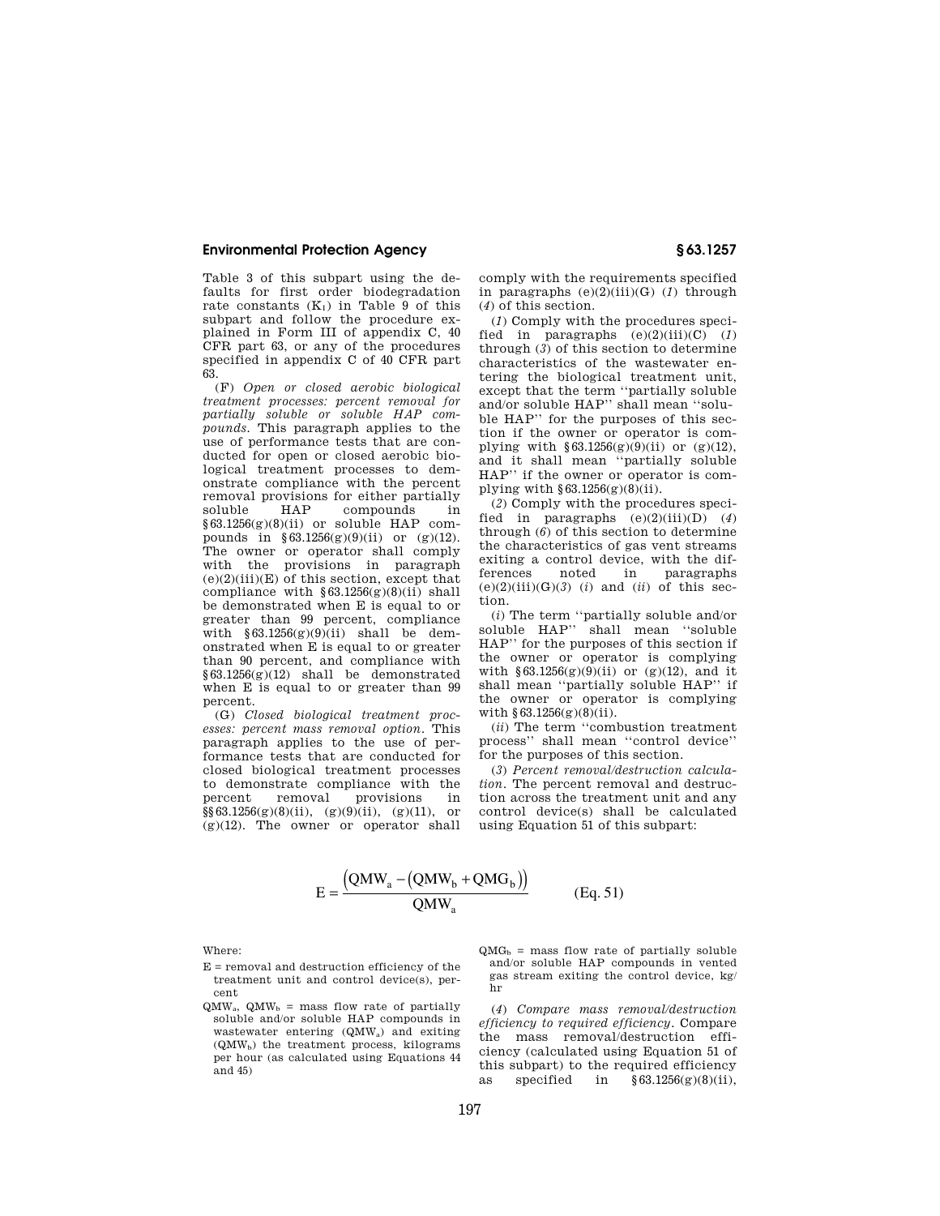Table 3 of this subpart using the defaults for first order biodegradation rate constants ($K_1$) in Table 9 of this subpart and follow the procedure explained in Form III of appendix C, 40 CFR part 63, or any of the procedures specified in appendix C of 40 CFR part 63.

(F) *Open or closed aerobic biological treatment processes: percent removal for partially soluble or soluble HAP compounds.* This paragraph applies to the use of performance tests that are conducted for open or closed aerobic biological treatment processes to demonstrate compliance with the percent removal provisions for either partially soluble HAP compounds in §63.1256(g)(8)(ii) or soluble HAP compounds in §63.1256(g)(9)(ii) or (g)(12). The owner or operator shall comply with the provisions in paragraph (e)(2)(iii)(E) of this section, except that compliance with §63.1256(g)(8)(ii) shall be demonstrated when E is equal to or greater than 99 percent, compliance with §63.1256(g)(9)(ii) shall be demonstrated when E is equal to or greater than 90 percent, and compliance with §63.1256(g)(12) shall be demonstrated when E is equal to or greater than 99 percent.

(G) *Closed biological treatment processes: percent mass removal option.* This paragraph applies to the use of performance tests that are conducted for closed biological treatment processes to demonstrate compliance with the percent removal provisions in §§63.1256(g)(8)(ii), (g)(9)(ii), (g)(11), or (g)(12). The owner or operator shall comply with the requirements specified in paragraphs (e)(2)(iii)(G) (*1*) through (*4*) of this section.

(*1*) Comply with the procedures specified in paragraphs (e)(2)(iii)(C) (*1*) through (*3*) of this section to determine characteristics of the wastewater entering the biological treatment unit, except that the term "partially soluble and/or soluble HAP" shall mean "soluble HAP" for the purposes of this section if the owner or operator is complying with §63.1256(g)(9)(ii) or (g)(12), and it shall mean "partially soluble HAP" if the owner or operator is complying with §63.1256(g)(8)(ii).

(*2*) Comply with the procedures specified in paragraphs (e)(2)(iii)(D) (*4*) through (*6*) of this section to determine the characteristics of gas vent streams exiting a control device, with the differences noted in paragraphs (e)(2)(iii)(G)(*3*) (*i*) and (*ii*) of this section.

(*i*) The term "partially soluble and/or soluble HAP" shall mean "soluble HAP" for the purposes of this section if the owner or operator is complying with §63.1256(g)(9)(ii) or (g)(12), and it shall mean "partially soluble HAP" if the owner or operator is complying with §63.1256(g)(8)(ii).

(*ii*) The term "combustion treatment process" shall mean "control device" for the purposes of this section.

(*3*) *Percent removal/destruction calculation.* The percent removal and destruction across the treatment unit and any control device(s) shall be calculated using Equation 51 of this subpart:

$$E = \frac{\left(QMW_a - \left(QMW_b + QMG_b\right)\right)}{QMW_a} \qquad \text{(Eq. 51)}$$

Where:

E = removal and destruction efficiency of the treatment unit and control device(s), percent

$QMW_a$, $QMW_b$ = mass flow rate of partially soluble and/or soluble HAP compounds in wastewater entering ($QMW_a$) and exiting ($QMW_b$) the treatment process, kilograms per hour (as calculated using Equations 44 and 45)

$QMG_b$ = mass flow rate of partially soluble and/or soluble HAP compounds in vented gas stream exiting the control device, kg/hr

(*4*) *Compare mass removal/destruction efficiency to required efficiency.* Compare the mass removal/destruction efficiency (calculated using Equation 51 of this subpart) to the required efficiency as specified in §63.1256(g)(8)(ii),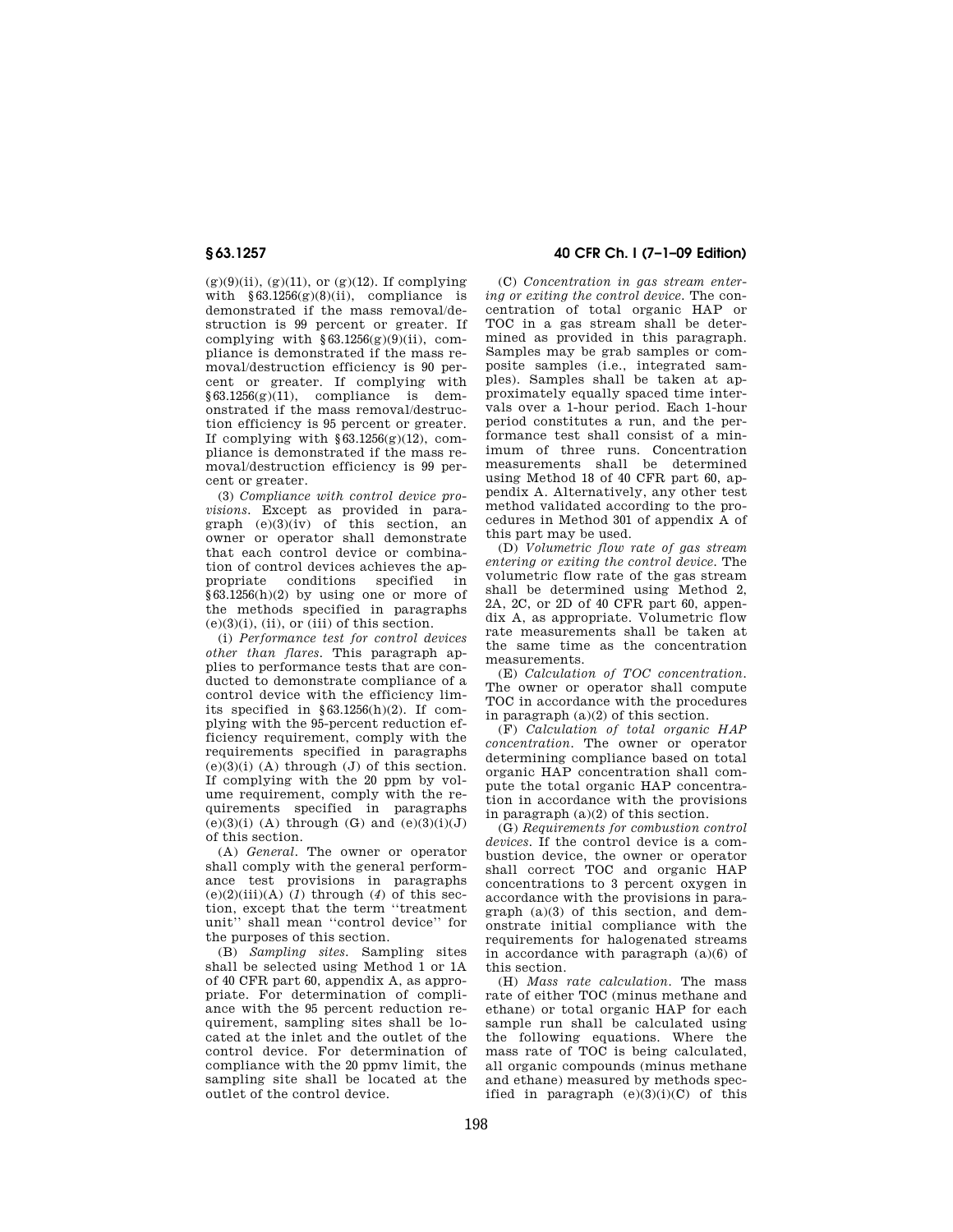(g)(9)(ii), (g)(11), or (g)(12). If complying with §63.1256(g)(8)(ii), compliance is demonstrated if the mass removal/destruction is 99 percent or greater. If complying with §63.1256(g)(9)(ii), compliance is demonstrated if the mass removal/destruction efficiency is 90 percent or greater. If complying with §63.1256(g)(11), compliance is demonstrated if the mass removal/destruction efficiency is 95 percent or greater. If complying with §63.1256(g)(12), compliance is demonstrated if the mass removal/destruction efficiency is 99 percent or greater.

(3) *Compliance with control device provisions.* Except as provided in paragraph (e)(3)(iv) of this section, an owner or operator shall demonstrate that each control device or combination of control devices achieves the appropriate conditions specified in §63.1256(h)(2) by using one or more of the methods specified in paragraphs (e)(3)(i), (ii), or (iii) of this section.

(i) *Performance test for control devices other than flares.* This paragraph applies to performance tests that are conducted to demonstrate compliance of a control device with the efficiency limits specified in §63.1256(h)(2). If complying with the 95-percent reduction efficiency requirement, comply with the requirements specified in paragraphs (e)(3)(i) (A) through (J) of this section. If complying with the 20 ppm by volume requirement, comply with the requirements specified in paragraphs (e)(3)(i) (A) through (G) and (e)(3)(i)(J) of this section.

(A) *General.* The owner or operator shall comply with the general performance test provisions in paragraphs (e)(2)(iii)(A) (*1*) through (*4*) of this section, except that the term "treatment unit" shall mean "control device" for the purposes of this section.

(B) *Sampling sites.* Sampling sites shall be selected using Method 1 or 1A of 40 CFR part 60, appendix A, as appropriate. For determination of compliance with the 95 percent reduction requirement, sampling sites shall be located at the inlet and the outlet of the control device. For determination of compliance with the 20 ppmv limit, the sampling site shall be located at the outlet of the control device.

(C) *Concentration in gas stream entering or exiting the control device.* The concentration of total organic HAP or TOC in a gas stream shall be determined as provided in this paragraph. Samples may be grab samples or composite samples (i.e., integrated samples). Samples shall be taken at approximately equally spaced time intervals over a 1-hour period. Each 1-hour period constitutes a run, and the performance test shall consist of a minimum of three runs. Concentration measurements shall be determined using Method 18 of 40 CFR part 60, appendix A. Alternatively, any other test method validated according to the procedures in Method 301 of appendix A of this part may be used.

(D) *Volumetric flow rate of gas stream entering or exiting the control device.* The volumetric flow rate of the gas stream shall be determined using Method 2, 2A, 2C, or 2D of 40 CFR part 60, appendix A, as appropriate. Volumetric flow rate measurements shall be taken at the same time as the concentration measurements.

(E) *Calculation of TOC concentration.* The owner or operator shall compute TOC in accordance with the procedures in paragraph (a)(2) of this section.

(F) *Calculation of total organic HAP concentration.* The owner or operator determining compliance based on total organic HAP concentration shall compute the total organic HAP concentration in accordance with the provisions in paragraph (a)(2) of this section.

(G) *Requirements for combustion control devices.* If the control device is a combustion device, the owner or operator shall correct TOC and organic HAP concentrations to 3 percent oxygen in accordance with the provisions in paragraph (a)(3) of this section, and demonstrate initial compliance with the requirements for halogenated streams in accordance with paragraph (a)(6) of this section.

(H) *Mass rate calculation.* The mass rate of either TOC (minus methane and ethane) or total organic HAP for each sample run shall be calculated using the following equations. Where the mass rate of TOC is being calculated, all organic compounds (minus methane and ethane) measured by methods specified in paragraph (e)(3)(i)(C) of this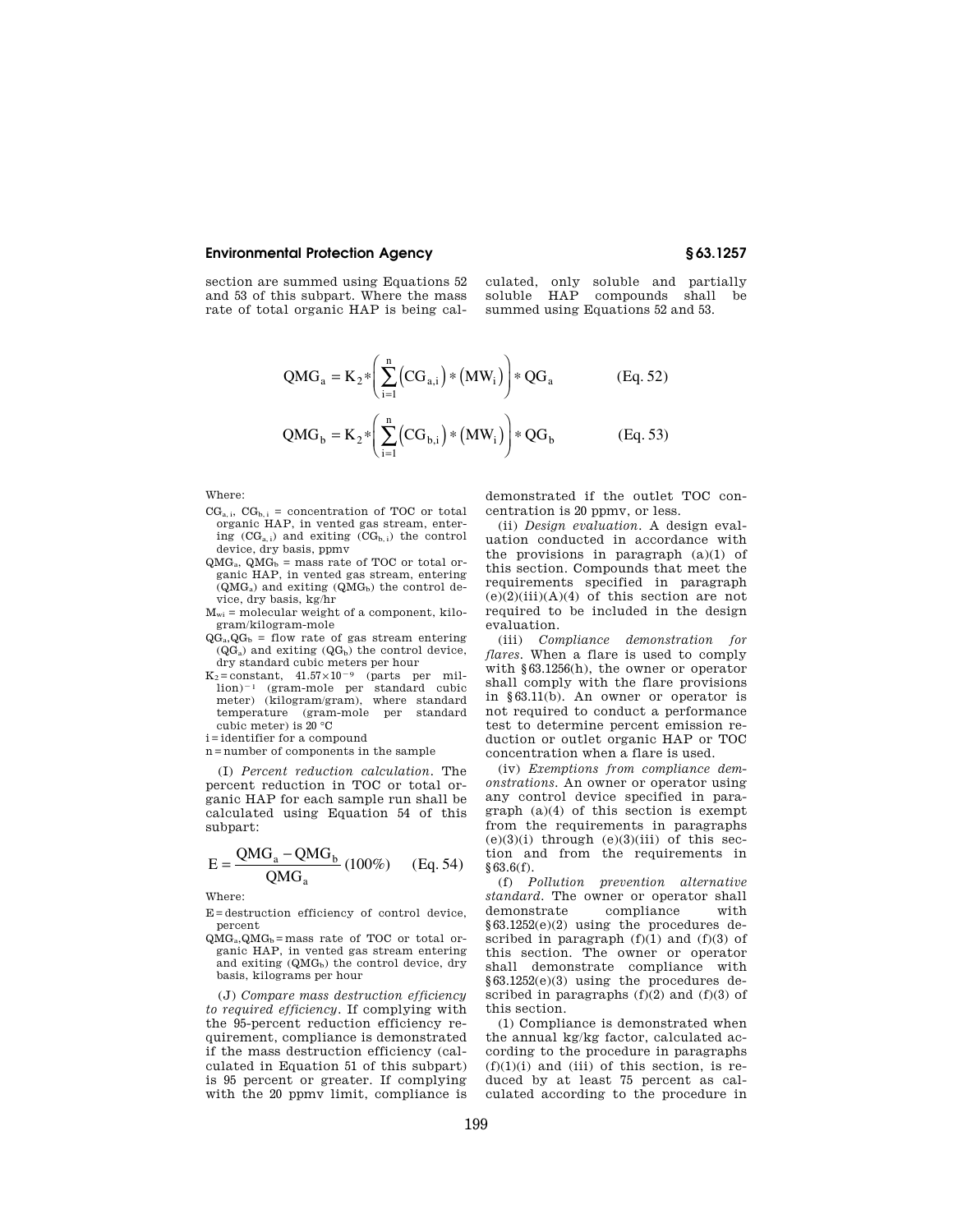section are summed using Equations 52 and 53 of this subpart. Where the mass rate of total organic HAP is being calculated, only soluble and partially soluble HAP compounds shall be summed using Equations 52 and 53.

$$QMG_a = K_2 * \left( \sum_{i=1}^{n} \left(CG_{a,i}\right) * \left(MW_i\right) \right) * QG_a \qquad \text{(Eq. 52)}$$

$$QMG_b = K_2 * \left( \sum_{i=1}^{n} \left(CG_{b,i}\right) * \left(MW_i\right) \right) * QG_b \qquad \text{(Eq. 53)}$$

Where:

$CG_{a,i}$, $CG_{b,i}$ = concentration of TOC or total organic HAP, in vented gas stream, entering ($CG_{a,i}$) and exiting ($CG_{b,i}$) the control device, dry basis, ppmv

$QMG_a$, $QMG_b$ = mass rate of TOC or total organic HAP, in vented gas stream, entering ($QMG_a$) and exiting ($QMG_b$) the control device, dry basis, kg/hr

$M_{wi}$ = molecular weight of a component, kilogram/kilogram-mole

$QG_a$,$QG_b$ = flow rate of gas stream entering ($QG_a$) and exiting ($QG_b$) the control device, dry standard cubic meters per hour

$K_2$ = constant, $41.57 \times 10^{-9}$ (parts per million)$^{-1}$ (gram-mole per standard cubic meter) (kilogram/gram), where standard temperature (gram-mole per standard cubic meter) is 20 °C

i = identifier for a compound

n = number of components in the sample

(I) *Percent reduction calculation*. The percent reduction in TOC or total organic HAP for each sample run shall be calculated using Equation 54 of this subpart:

$$E = \frac{QMG_a - QMG_b}{QMG_a}(100\%) \qquad \text{(Eq. 54)}$$

Where:

E = destruction efficiency of control device, percent

$QMG_a$,$QMG_b$ = mass rate of TOC or total organic HAP, in vented gas stream entering and exiting ($QMG_b$) the control device, dry basis, kilograms per hour

(J) *Compare mass destruction efficiency to required efficiency*. If complying with the 95-percent reduction efficiency requirement, compliance is demonstrated if the mass destruction efficiency (calculated in Equation 51 of this subpart) is 95 percent or greater. If complying with the 20 ppmv limit, compliance is demonstrated if the outlet TOC concentration is 20 ppmv, or less.

(ii) *Design evaluation*. A design evaluation conducted in accordance with the provisions in paragraph (a)(1) of this section. Compounds that meet the requirements specified in paragraph (e)(2)(iii)(A)(*4*) of this section are not required to be included in the design evaluation.

(iii) *Compliance demonstration for flares*. When a flare is used to comply with §63.1256(h), the owner or operator shall comply with the flare provisions in §63.11(b). An owner or operator is not required to conduct a performance test to determine percent emission reduction or outlet organic HAP or TOC concentration when a flare is used.

(iv) *Exemptions from compliance demonstrations*. An owner or operator using any control device specified in paragraph (a)(4) of this section is exempt from the requirements in paragraphs (e)(3)(i) through (e)(3)(iii) of this section and from the requirements in §63.6(f).

(f) *Pollution prevention alternative standard*. The owner or operator shall demonstrate compliance with §63.1252(e)(2) using the procedures described in paragraph (f)(1) and (f)(3) of this section. The owner or operator shall demonstrate compliance with §63.1252(e)(3) using the procedures described in paragraphs (f)(2) and (f)(3) of this section.

(1) Compliance is demonstrated when the annual kg/kg factor, calculated according to the procedure in paragraphs (f)(1)(i) and (iii) of this section, is reduced by at least 75 percent as calculated according to the procedure in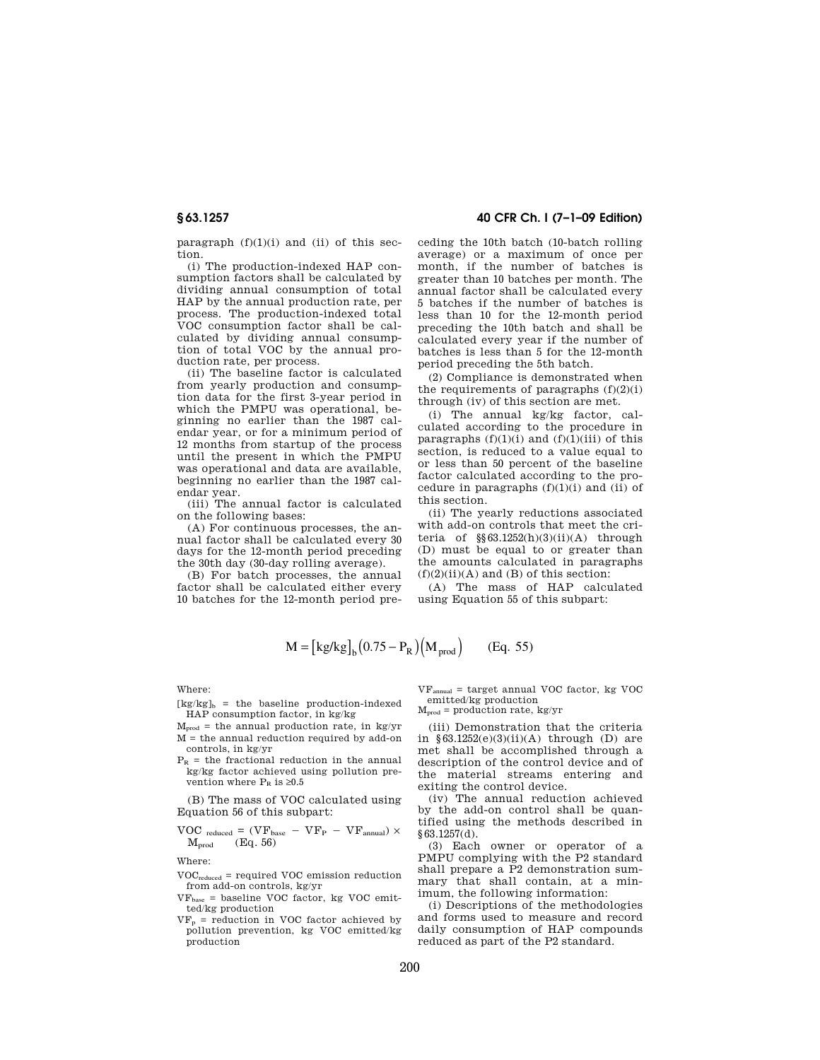paragraph (f)(1)(i) and (ii) of this section.

(i) The production-indexed HAP consumption factors shall be calculated by dividing annual consumption of total HAP by the annual production rate, per process. The production-indexed total VOC consumption factor shall be calculated by dividing annual consumption of total VOC by the annual production rate, per process.

(ii) The baseline factor is calculated from yearly production and consumption data for the first 3-year period in which the PMPU was operational, beginning no earlier than the 1987 calendar year, or for a minimum period of 12 months from startup of the process until the present in which the PMPU was operational and data are available, beginning no earlier than the 1987 calendar year.

(iii) The annual factor is calculated on the following bases:

(A) For continuous processes, the annual factor shall be calculated every 30 days for the 12-month period preceding the 30th day (30-day rolling average).

(B) For batch processes, the annual factor shall be calculated either every 10 batches for the 12-month period preceding the 10th batch (10-batch rolling average) or a maximum of once per month, if the number of batches is greater than 10 batches per month. The annual factor shall be calculated every 5 batches if the number of batches is less than 10 for the 12-month period preceding the 10th batch and shall be calculated every year if the number of batches is less than 5 for the 12-month period preceding the 5th batch.

(2) Compliance is demonstrated when the requirements of paragraphs (f)(2)(i) through (iv) of this section are met.

(i) The annual kg/kg factor, calculated according to the procedure in paragraphs (f)(1)(i) and (f)(1)(iii) of this section, is reduced to a value equal to or less than 50 percent of the baseline factor calculated according to the procedure in paragraphs (f)(1)(i) and (ii) of this section.

(ii) The yearly reductions associated with add-on controls that meet the criteria of §§63.1252(h)(3)(ii)(A) through (D) must be equal to or greater than the amounts calculated in paragraphs (f)(2)(ii)(A) and (B) of this section:

(A) The mass of HAP calculated using Equation 55 of this subpart:

$$M = [kg/kg]_b (0.75 - P_R)(M_{prod}) \qquad \text{(Eq. 55)}$$

Where:

$[kg/kg]_b$ = the baseline production-indexed HAP consumption factor, in kg/kg

$M_{prod}$ = the annual production rate, in kg/yr

M = the annual reduction required by add-on controls, in kg/yr

$P_R$ = the fractional reduction in the annual kg/kg factor achieved using pollution prevention where $P_R$ is ≥0.5

(B) The mass of VOC calculated using Equation 56 of this subpart:

$$VOC_{reduced} = (VF_{base} - VF_P - VF_{annual}) \times M_{prod} \qquad \text{(Eq. 56)}$$

Where:

$VOC_{reduced}$ = required VOC emission reduction from add-on controls, kg/yr

$VF_{base}$ = baseline VOC factor, kg VOC emitted/kg production

$VF_p$ = reduction in VOC factor achieved by pollution prevention, kg VOC emitted/kg production

$VF_{annual}$ = target annual VOC factor, kg VOC emitted/kg production

$M_{prod}$ = production rate, kg/yr

(iii) Demonstration that the criteria in §63.1252(e)(3)(ii)(A) through (D) are met shall be accomplished through a description of the control device and of the material streams entering and exiting the control device.

(iv) The annual reduction achieved by the add-on control shall be quantified using the methods described in §63.1257(d).

(3) Each owner or operator of a PMPU complying with the P2 standard shall prepare a P2 demonstration summary that shall contain, at a minimum, the following information:

(i) Descriptions of the methodologies and forms used to measure and record daily consumption of HAP compounds reduced as part of the P2 standard.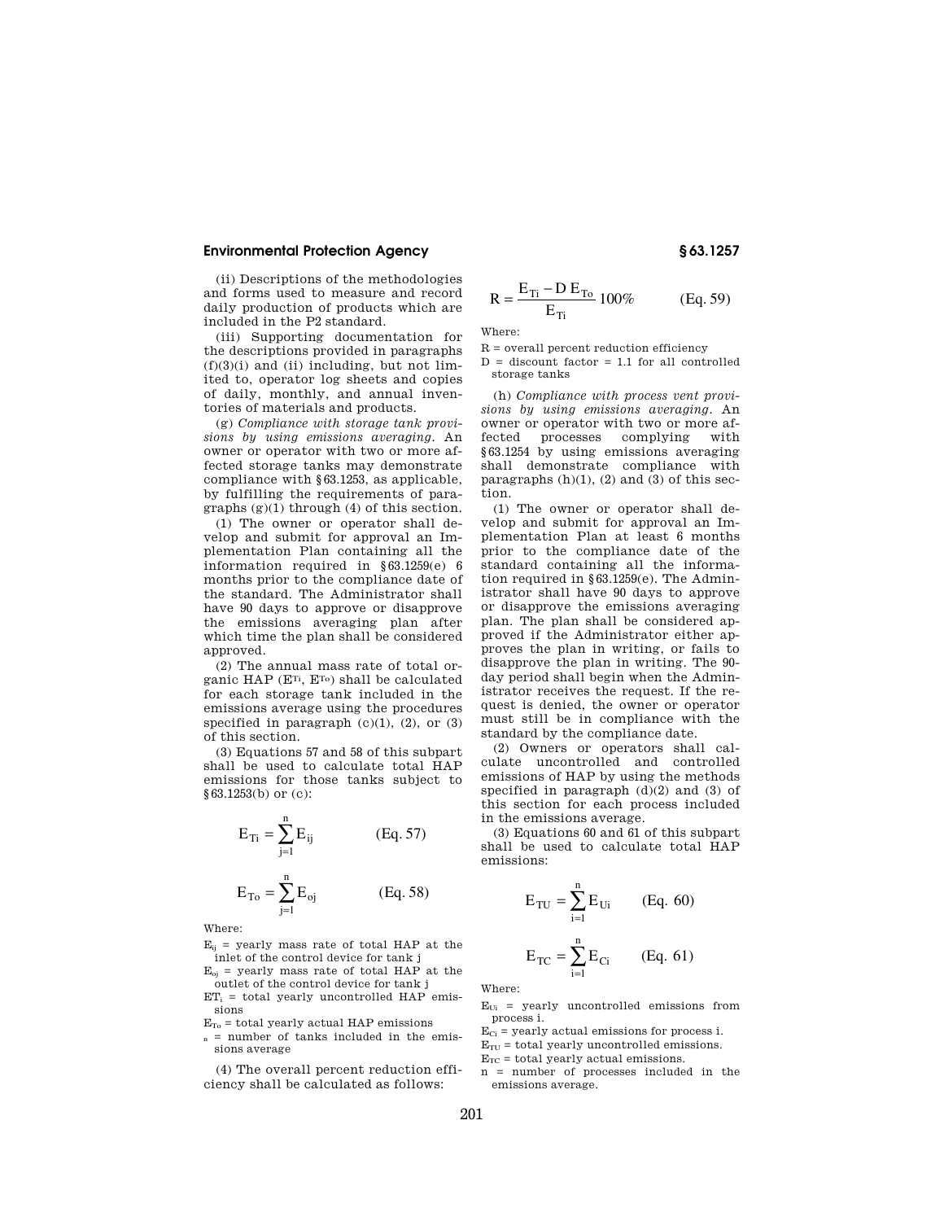(ii) Descriptions of the methodologies and forms used to measure and record daily production of products which are included in the P2 standard.

(iii) Supporting documentation for the descriptions provided in paragraphs (f)(3)(i) and (ii) including, but not limited to, operator log sheets and copies of daily, monthly, and annual inventories of materials and products.

(g) *Compliance with storage tank provisions by using emissions averaging.* An owner or operator with two or more affected storage tanks may demonstrate compliance with §63.1253, as applicable, by fulfilling the requirements of paragraphs (g)(1) through (4) of this section.

(1) The owner or operator shall develop and submit for approval an Implementation Plan containing all the information required in §63.1259(e) 6 months prior to the compliance date of the standard. The Administrator shall have 90 days to approve or disapprove the emissions averaging plan after which time the plan shall be considered approved.

(2) The annual mass rate of total organic HAP ($E_{Ti}$, $E_{To}$) shall be calculated for each storage tank included in the emissions average using the procedures specified in paragraph (c)(1), (2), or (3) of this section.

(3) Equations 57 and 58 of this subpart shall be used to calculate total HAP emissions for those tanks subject to §63.1253(b) or (c):

$$E_{Ti} = \sum_{j=1}^{n} E_{ij} \qquad \text{(Eq. 57)}$$

$$E_{To} = \sum_{j=1}^{n} E_{oj} \qquad \text{(Eq. 58)}$$

Where:

$E_{ij}$ = yearly mass rate of total HAP at the inlet of the control device for tank j

$E_{oj}$ = yearly mass rate of total HAP at the outlet of the control device for tank j

$ET_i$ = total yearly uncontrolled HAP emissions

$E_{To}$ = total yearly actual HAP emissions

n = number of tanks included in the emissions average

(4) The overall percent reduction efficiency shall be calculated as follows:

$$R = \frac{E_{Ti} - D\,E_{To}}{E_{Ti}} 100\% \qquad \text{(Eq. 59)}$$

Where:

R = overall percent reduction efficiency

D = discount factor = 1.1 for all controlled storage tanks

(h) *Compliance with process vent provisions by using emissions averaging.* An owner or operator with two or more affected processes complying with §63.1254 by using emissions averaging shall demonstrate compliance with paragraphs (h)(1), (2) and (3) of this section.

(1) The owner or operator shall develop and submit for approval an Implementation Plan at least 6 months prior to the compliance date of the standard containing all the information required in §63.1259(e). The Administrator shall have 90 days to approve or disapprove the emissions averaging plan. The plan shall be considered approved if the Administrator either approves the plan in writing, or fails to disapprove the plan in writing. The 90-day period shall begin when the Administrator receives the request. If the request is denied, the owner or operator must still be in compliance with the standard by the compliance date.

(2) Owners or operators shall calculate uncontrolled and controlled emissions of HAP by using the methods specified in paragraph (d)(2) and (3) of this section for each process included in the emissions average.

(3) Equations 60 and 61 of this subpart shall be used to calculate total HAP emissions:

$$E_{TU} = \sum_{i=1}^{n} E_{Ui} \qquad \text{(Eq. 60)}$$

$$E_{TC} = \sum_{i=1}^{n} E_{Ci} \qquad \text{(Eq. 61)}$$

Where:

$E_{Ui}$ = yearly uncontrolled emissions from process i.

$E_{Ci}$ = yearly actual emissions for process i.

$E_{TU}$ = total yearly uncontrolled emissions.

$E_{TC}$ = total yearly actual emissions.

n = number of processes included in the emissions average.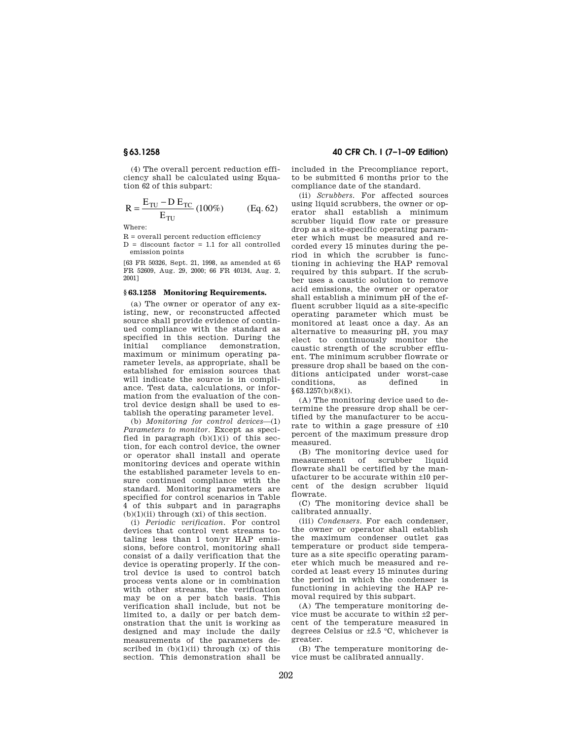(4) The overall percent reduction efficiency shall be calculated using Equation 62 of this subpart:

$$R = \frac{E_{TU} - D\, E_{TC}}{E_{TU}} (100\%) \qquad \text{(Eq. 62)}$$

Where:

R = overall percent reduction efficiency

D = discount factor = 1.1 for all controlled emission points

[63 FR 50326, Sept. 21, 1998, as amended at 65 FR 52609, Aug. 29, 2000; 66 FR 40134, Aug. 2, 2001]

### § 63.1258 Monitoring Requirements.

(a) The owner or operator of any existing, new, or reconstructed affected source shall provide evidence of continued compliance with the standard as specified in this section. During the initial compliance demonstration, maximum or minimum operating parameter levels, as appropriate, shall be established for emission sources that will indicate the source is in compliance. Test data, calculations, or information from the evaluation of the control device design shall be used to establish the operating parameter level.

(b) *Monitoring for control devices*—(1) *Parameters to monitor*. Except as specified in paragraph (b)(1)(i) of this section, for each control device, the owner or operator shall install and operate monitoring devices and operate within the established parameter levels to ensure continued compliance with the standard. Monitoring parameters are specified for control scenarios in Table 4 of this subpart and in paragraphs (b)(1)(ii) through (xi) of this section.

(i) *Periodic verification*. For control devices that control vent streams totaling less than 1 ton/yr HAP emissions, before control, monitoring shall consist of a daily verification that the device is operating properly. If the control device is used to control batch process vents alone or in combination with other streams, the verification may be on a per batch basis. This verification shall include, but not be limited to, a daily or per batch demonstration that the unit is working as designed and may include the daily measurements of the parameters described in (b)(1)(ii) through (x) of this section. This demonstration shall be included in the Precompliance report, to be submitted 6 months prior to the compliance date of the standard.

(ii) *Scrubbers*. For affected sources using liquid scrubbers, the owner or operator shall establish a minimum scrubber liquid flow rate or pressure drop as a site-specific operating parameter which must be measured and recorded every 15 minutes during the period in which the scrubber is functioning in achieving the HAP removal required by this subpart. If the scrubber uses a caustic solution to remove acid emissions, the owner or operator shall establish a minimum pH of the effluent scrubber liquid as a site-specific operating parameter which must be monitored at least once a day. As an alternative to measuring pH, you may elect to continuously monitor the caustic strength of the scrubber effluent. The minimum scrubber flowrate or pressure drop shall be based on the conditions anticipated under worst-case conditions, as defined in §63.1257(b)(8)(i).

(A) The monitoring device used to determine the pressure drop shall be certified by the manufacturer to be accurate to within a gage pressure of ±10 percent of the maximum pressure drop measured.

(B) The monitoring device used for measurement of scrubber liquid flowrate shall be certified by the manufacturer to be accurate within ±10 percent of the design scrubber liquid flowrate.

(C) The monitoring device shall be calibrated annually.

(iii) *Condensers*. For each condenser, the owner or operator shall establish the maximum condenser outlet gas temperature or product side temperature as a site specific operating parameter which much be measured and recorded at least every 15 minutes during the period in which the condenser is functioning in achieving the HAP removal required by this subpart.

(A) The temperature monitoring device must be accurate to within ±2 percent of the temperature measured in degrees Celsius or ±2.5 °C, whichever is greater.

(B) The temperature monitoring device must be calibrated annually.